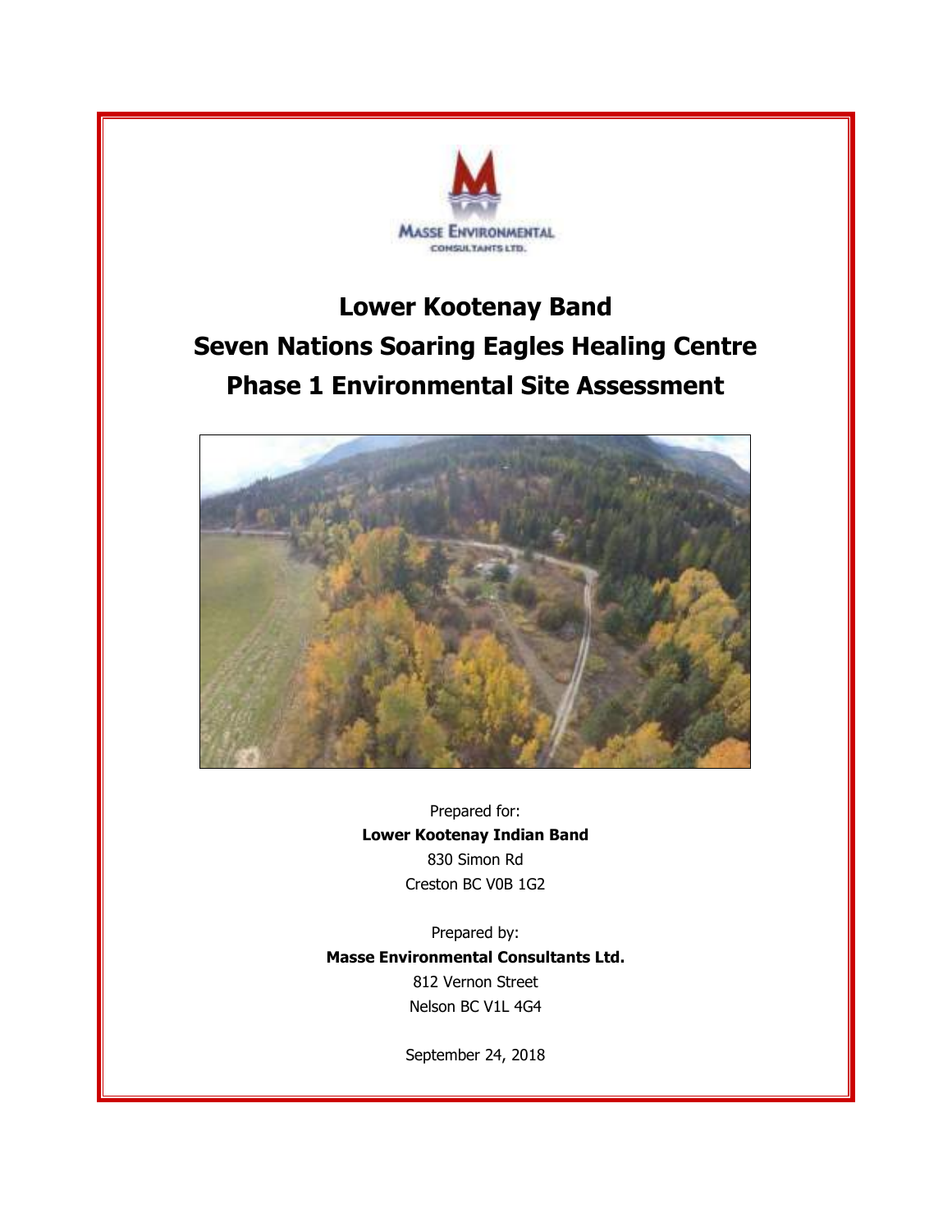MASSE ENVIRONMENTAL CONSULTANTS LTD.

# Lower Kootenay Band
# Seven Nations Soaring Eagles Healing Centre
# Phase 1 Environmental Site Assessment

Prepared for:
**Lower Kootenay Indian Band**
830 Simon Rd
Creston BC V0B 1G2

Prepared by:
**Masse Environmental Consultants Ltd.**
812 Vernon Street
Nelson BC V1L 4G4

September 24, 2018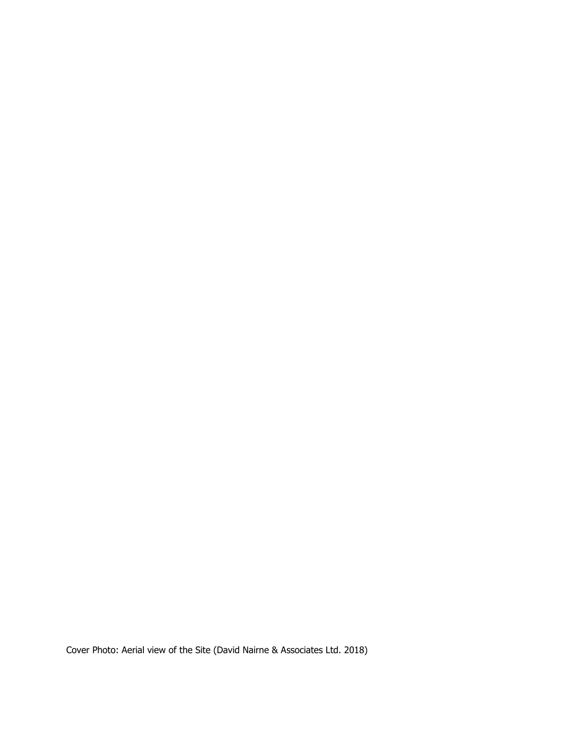Cover Photo: Aerial view of the Site (David Nairne & Associates Ltd. 2018)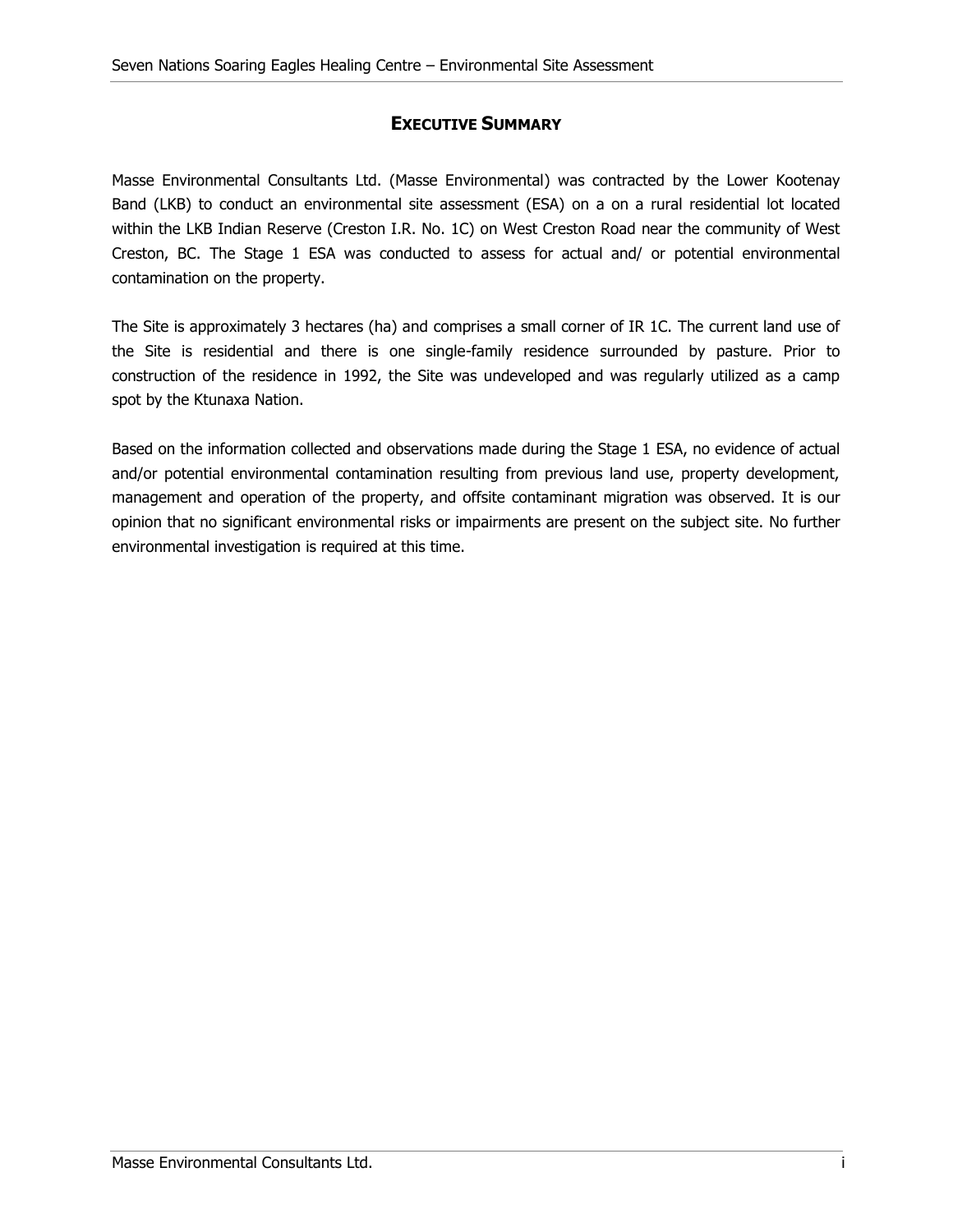## EXECUTIVE SUMMARY

Masse Environmental Consultants Ltd. (Masse Environmental) was contracted by the Lower Kootenay Band (LKB) to conduct an environmental site assessment (ESA) on a on a rural residential lot located within the LKB Indian Reserve (Creston I.R. No. 1C) on West Creston Road near the community of West Creston, BC. The Stage 1 ESA was conducted to assess for actual and/ or potential environmental contamination on the property.

The Site is approximately 3 hectares (ha) and comprises a small corner of IR 1C. The current land use of the Site is residential and there is one single-family residence surrounded by pasture. Prior to construction of the residence in 1992, the Site was undeveloped and was regularly utilized as a camp spot by the Ktunaxa Nation.

Based on the information collected and observations made during the Stage 1 ESA, no evidence of actual and/or potential environmental contamination resulting from previous land use, property development, management and operation of the property, and offsite contaminant migration was observed. It is our opinion that no significant environmental risks or impairments are present on the subject site. No further environmental investigation is required at this time.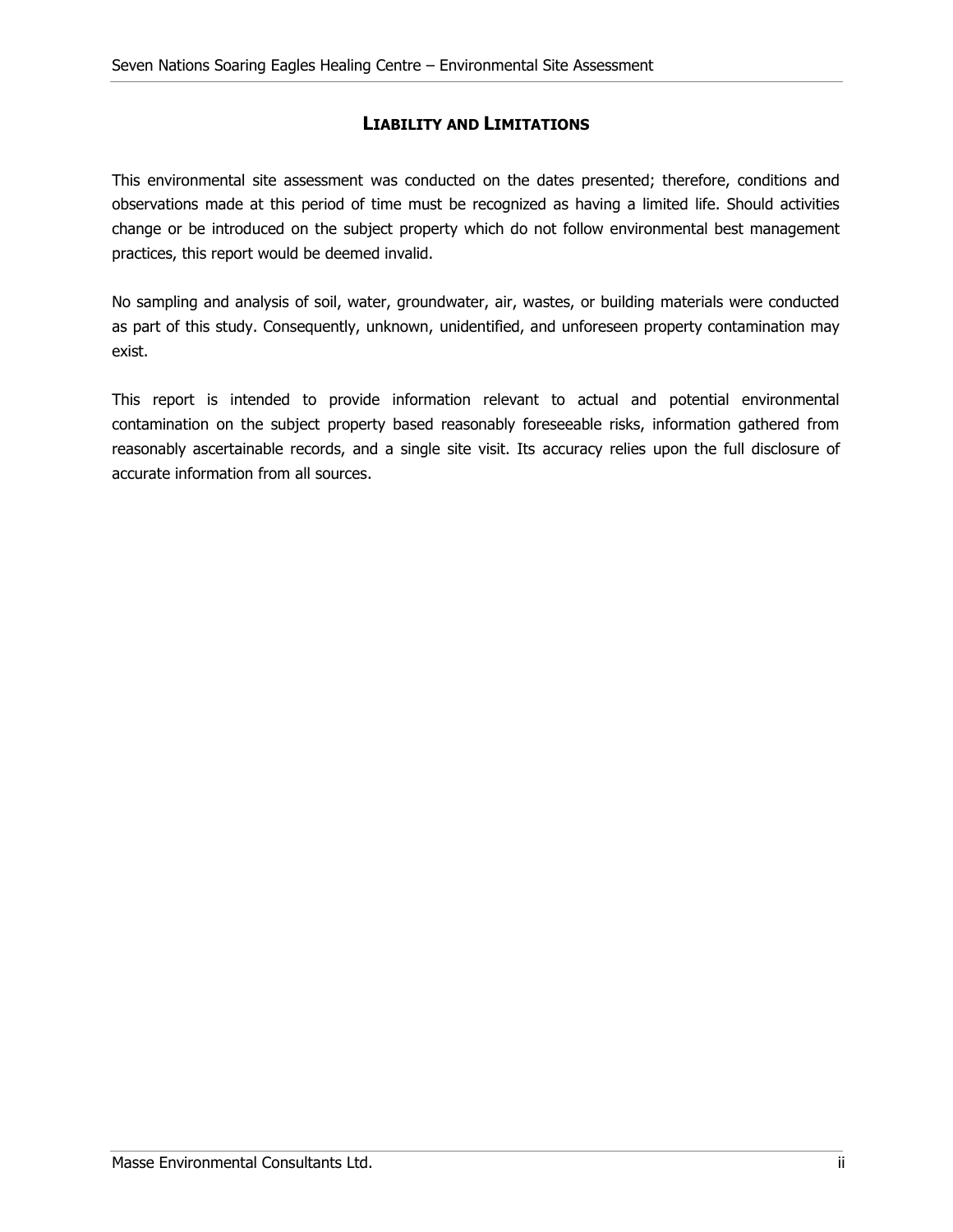## Liability and Limitations

This environmental site assessment was conducted on the dates presented; therefore, conditions and observations made at this period of time must be recognized as having a limited life. Should activities change or be introduced on the subject property which do not follow environmental best management practices, this report would be deemed invalid.

No sampling and analysis of soil, water, groundwater, air, wastes, or building materials were conducted as part of this study. Consequently, unknown, unidentified, and unforeseen property contamination may exist.

This report is intended to provide information relevant to actual and potential environmental contamination on the subject property based reasonably foreseeable risks, information gathered from reasonably ascertainable records, and a single site visit. Its accuracy relies upon the full disclosure of accurate information from all sources.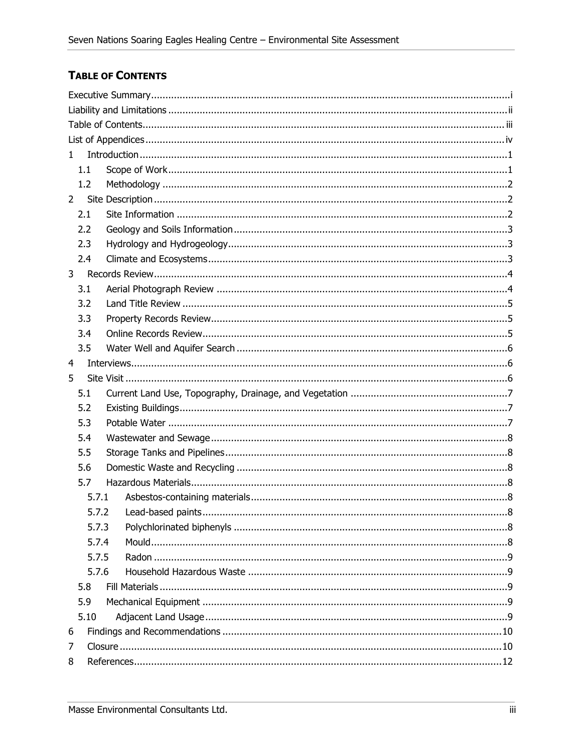## TABLE OF CONTENTS

Executive Summary ..... i
Liability and Limitations ..... ii
Table of Contents ..... iii
List of Appendices ..... iv
1 Introduction ..... 1
  1.1 Scope of Work ..... 1
  1.2 Methodology ..... 2
2 Site Description ..... 2
  2.1 Site Information ..... 2
  2.2 Geology and Soils Information ..... 3
  2.3 Hydrology and Hydrogeology ..... 3
  2.4 Climate and Ecosystems ..... 3
3 Records Review ..... 4
  3.1 Aerial Photograph Review ..... 4
  3.2 Land Title Review ..... 5
  3.3 Property Records Review ..... 5
  3.4 Online Records Review ..... 5
  3.5 Water Well and Aquifer Search ..... 6
4 Interviews ..... 6
5 Site Visit ..... 6
  5.1 Current Land Use, Topography, Drainage, and Vegetation ..... 7
  5.2 Existing Buildings ..... 7
  5.3 Potable Water ..... 7
  5.4 Wastewater and Sewage ..... 8
  5.5 Storage Tanks and Pipelines ..... 8
  5.6 Domestic Waste and Recycling ..... 8
  5.7 Hazardous Materials ..... 8
    5.7.1 Asbestos-containing materials ..... 8
    5.7.2 Lead-based paints ..... 8
    5.7.3 Polychlorinated biphenyls ..... 8
    5.7.4 Mould ..... 8
    5.7.5 Radon ..... 9
    5.7.6 Household Hazardous Waste ..... 9
  5.8 Fill Materials ..... 9
  5.9 Mechanical Equipment ..... 9
  5.10 Adjacent Land Usage ..... 9
6 Findings and Recommendations ..... 10
7 Closure ..... 10
8 References ..... 12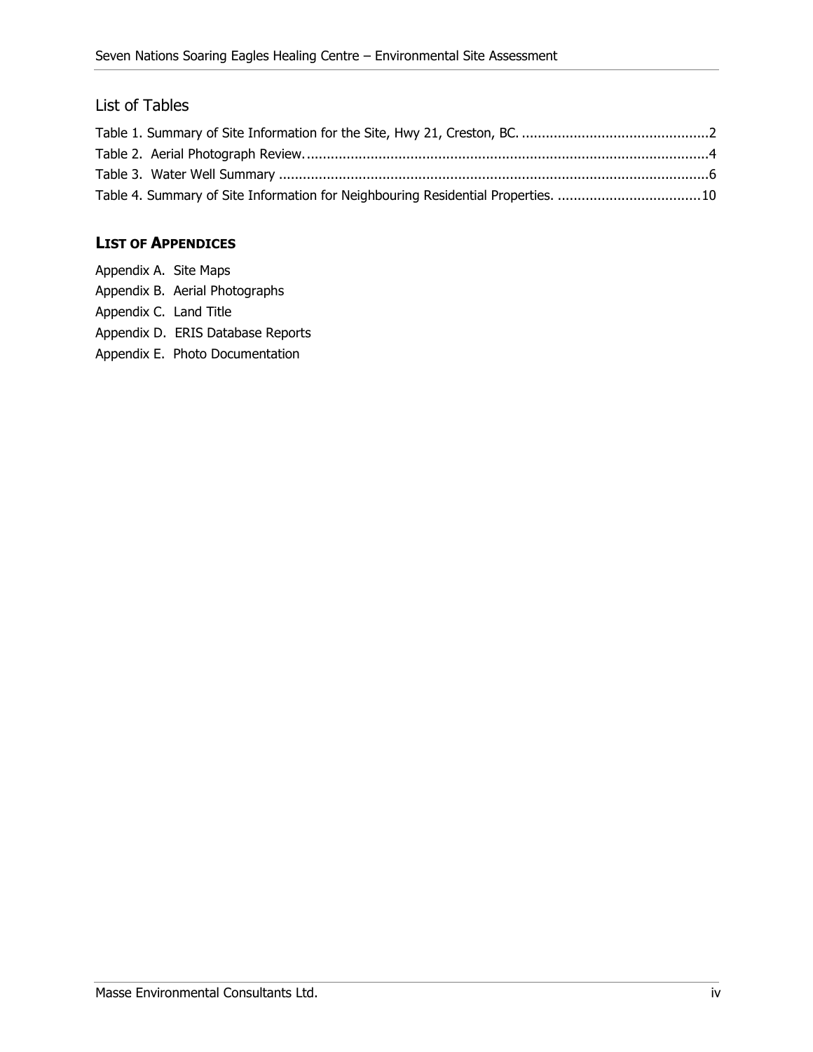## List of Tables

Table 1. Summary of Site Information for the Site, Hwy 21, Creston, BC. ....................................................2
Table 2. Aerial Photograph Review. ..............................................................................................................4
Table 3. Water Well Summary ......................................................................................................................6
Table 4. Summary of Site Information for Neighbouring Residential Properties. .......................................10

## **LIST OF APPENDICES**

Appendix A. Site Maps
Appendix B. Aerial Photographs
Appendix C. Land Title
Appendix D. ERIS Database Reports
Appendix E. Photo Documentation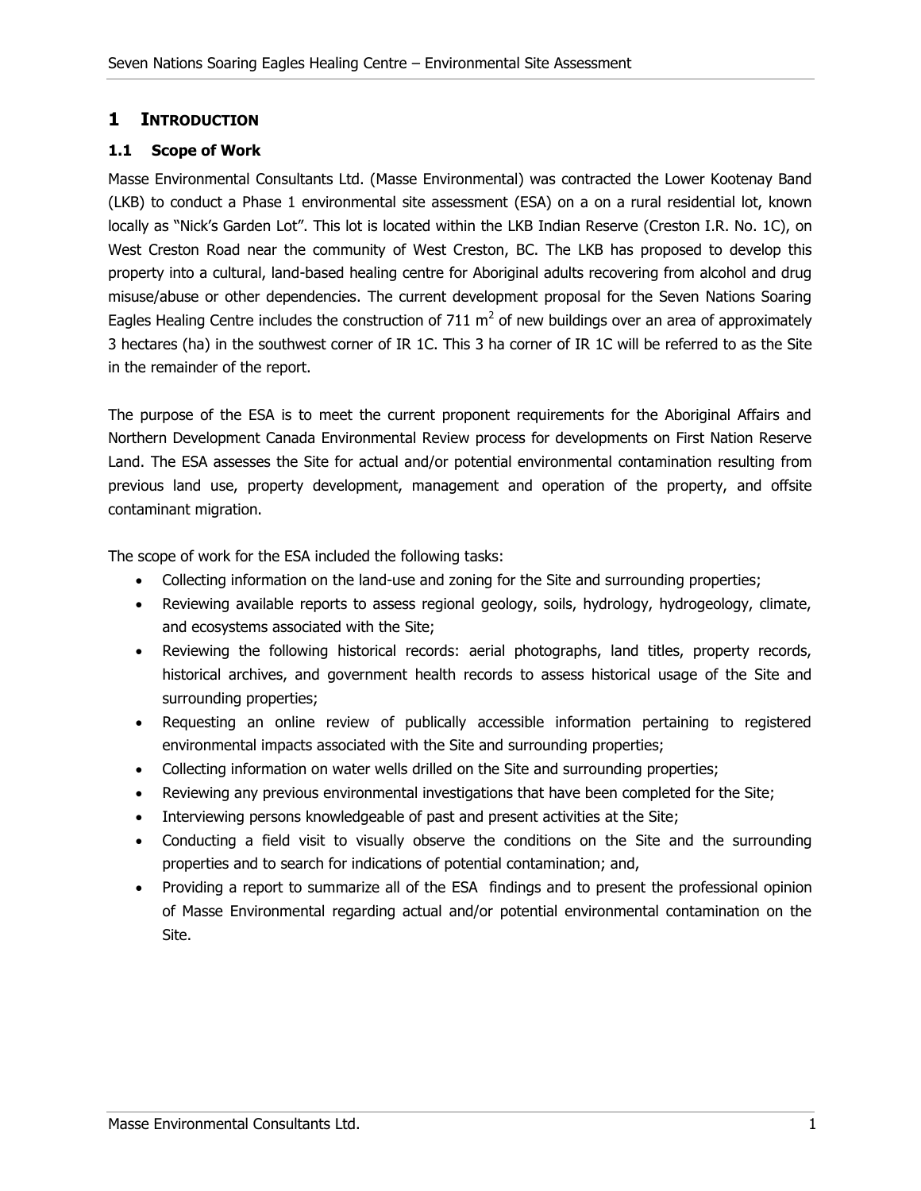# 1 INTRODUCTION

## 1.1 Scope of Work

Masse Environmental Consultants Ltd. (Masse Environmental) was contracted the Lower Kootenay Band (LKB) to conduct a Phase 1 environmental site assessment (ESA) on a on a rural residential lot, known locally as "Nick's Garden Lot". This lot is located within the LKB Indian Reserve (Creston I.R. No. 1C), on West Creston Road near the community of West Creston, BC. The LKB has proposed to develop this property into a cultural, land-based healing centre for Aboriginal adults recovering from alcohol and drug misuse/abuse or other dependencies. The current development proposal for the Seven Nations Soaring Eagles Healing Centre includes the construction of 711 $m^2$ of new buildings over an area of approximately 3 hectares (ha) in the southwest corner of IR 1C. This 3 ha corner of IR 1C will be referred to as the Site in the remainder of the report.

The purpose of the ESA is to meet the current proponent requirements for the Aboriginal Affairs and Northern Development Canada Environmental Review process for developments on First Nation Reserve Land. The ESA assesses the Site for actual and/or potential environmental contamination resulting from previous land use, property development, management and operation of the property, and offsite contaminant migration.

The scope of work for the ESA included the following tasks:

- Collecting information on the land-use and zoning for the Site and surrounding properties;
- Reviewing available reports to assess regional geology, soils, hydrology, hydrogeology, climate, and ecosystems associated with the Site;
- Reviewing the following historical records: aerial photographs, land titles, property records, historical archives, and government health records to assess historical usage of the Site and surrounding properties;
- Requesting an online review of publically accessible information pertaining to registered environmental impacts associated with the Site and surrounding properties;
- Collecting information on water wells drilled on the Site and surrounding properties;
- Reviewing any previous environmental investigations that have been completed for the Site;
- Interviewing persons knowledgeable of past and present activities at the Site;
- Conducting a field visit to visually observe the conditions on the Site and the surrounding properties and to search for indications of potential contamination; and,
- Providing a report to summarize all of the ESA findings and to present the professional opinion of Masse Environmental regarding actual and/or potential environmental contamination on the Site.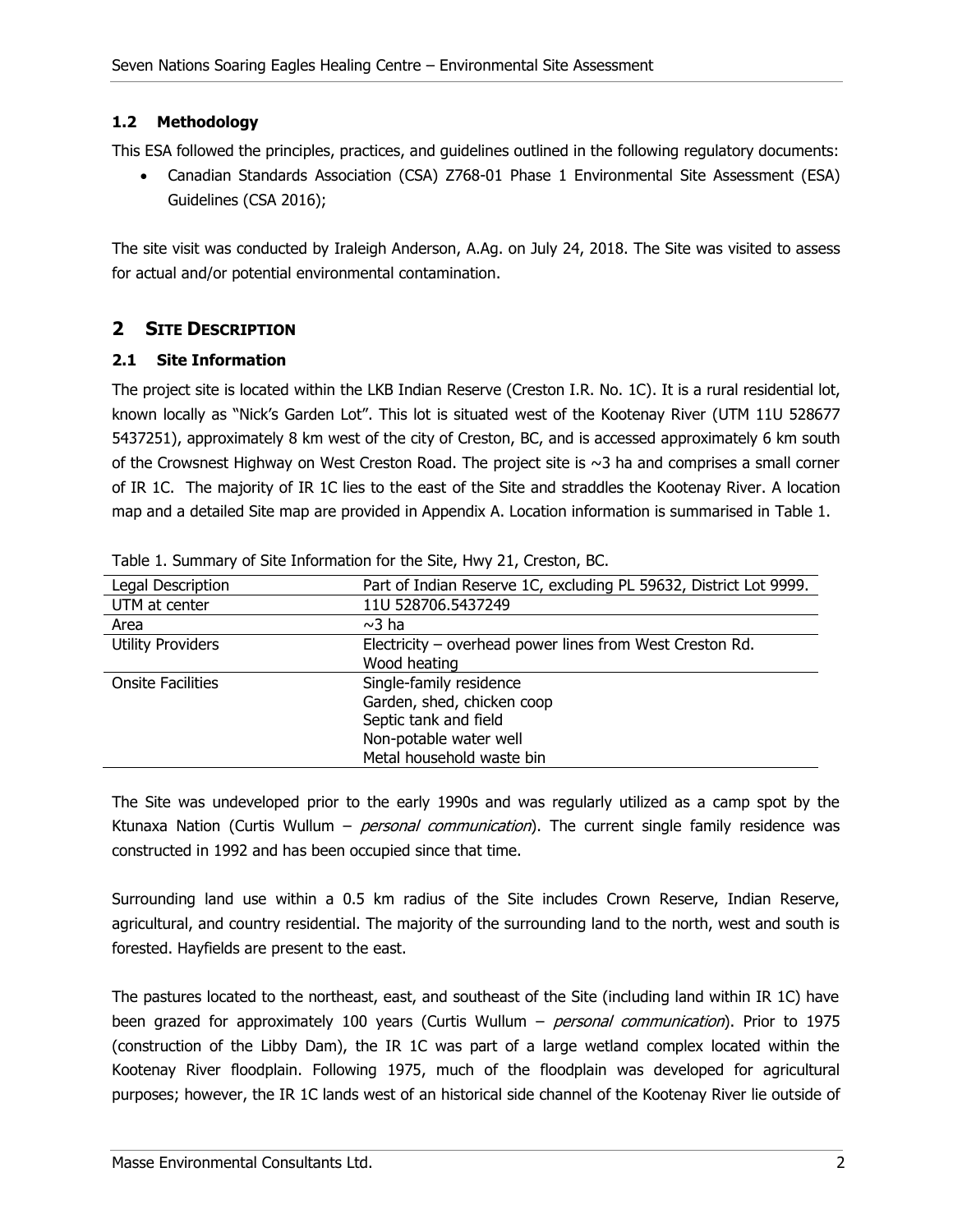### 1.2 Methodology

This ESA followed the principles, practices, and guidelines outlined in the following regulatory documents:

- Canadian Standards Association (CSA) Z768-01 Phase 1 Environmental Site Assessment (ESA) Guidelines (CSA 2016);

The site visit was conducted by Iraleigh Anderson, A.Ag. on July 24, 2018. The Site was visited to assess for actual and/or potential environmental contamination.

## 2 SITE DESCRIPTION

### 2.1 Site Information

The project site is located within the LKB Indian Reserve (Creston I.R. No. 1C). It is a rural residential lot, known locally as "Nick's Garden Lot". This lot is situated west of the Kootenay River (UTM 11U 528677 5437251), approximately 8 km west of the city of Creston, BC, and is accessed approximately 6 km south of the Crowsnest Highway on West Creston Road. The project site is ~3 ha and comprises a small corner of IR 1C. The majority of IR 1C lies to the east of the Site and straddles the Kootenay River. A location map and a detailed Site map are provided in Appendix A. Location information is summarised in Table 1.

Table 1. Summary of Site Information for the Site, Hwy 21, Creston, BC.

| Legal Description | Part of Indian Reserve 1C, excluding PL 59632, District Lot 9999. |
|---|---|
| UTM at center | 11U 528706.5437249 |
| Area | ~3 ha |
| Utility Providers | Electricity – overhead power lines from West Creston Rd.<br>Wood heating |
| Onsite Facilities | Single-family residence<br>Garden, shed, chicken coop<br>Septic tank and field<br>Non-potable water well<br>Metal household waste bin |

The Site was undeveloped prior to the early 1990s and was regularly utilized as a camp spot by the Ktunaxa Nation (Curtis Wullum – *personal communication*). The current single family residence was constructed in 1992 and has been occupied since that time.

Surrounding land use within a 0.5 km radius of the Site includes Crown Reserve, Indian Reserve, agricultural, and country residential. The majority of the surrounding land to the north, west and south is forested. Hayfields are present to the east.

The pastures located to the northeast, east, and southeast of the Site (including land within IR 1C) have been grazed for approximately 100 years (Curtis Wullum – *personal communication*). Prior to 1975 (construction of the Libby Dam), the IR 1C was part of a large wetland complex located within the Kootenay River floodplain. Following 1975, much of the floodplain was developed for agricultural purposes; however, the IR 1C lands west of an historical side channel of the Kootenay River lie outside of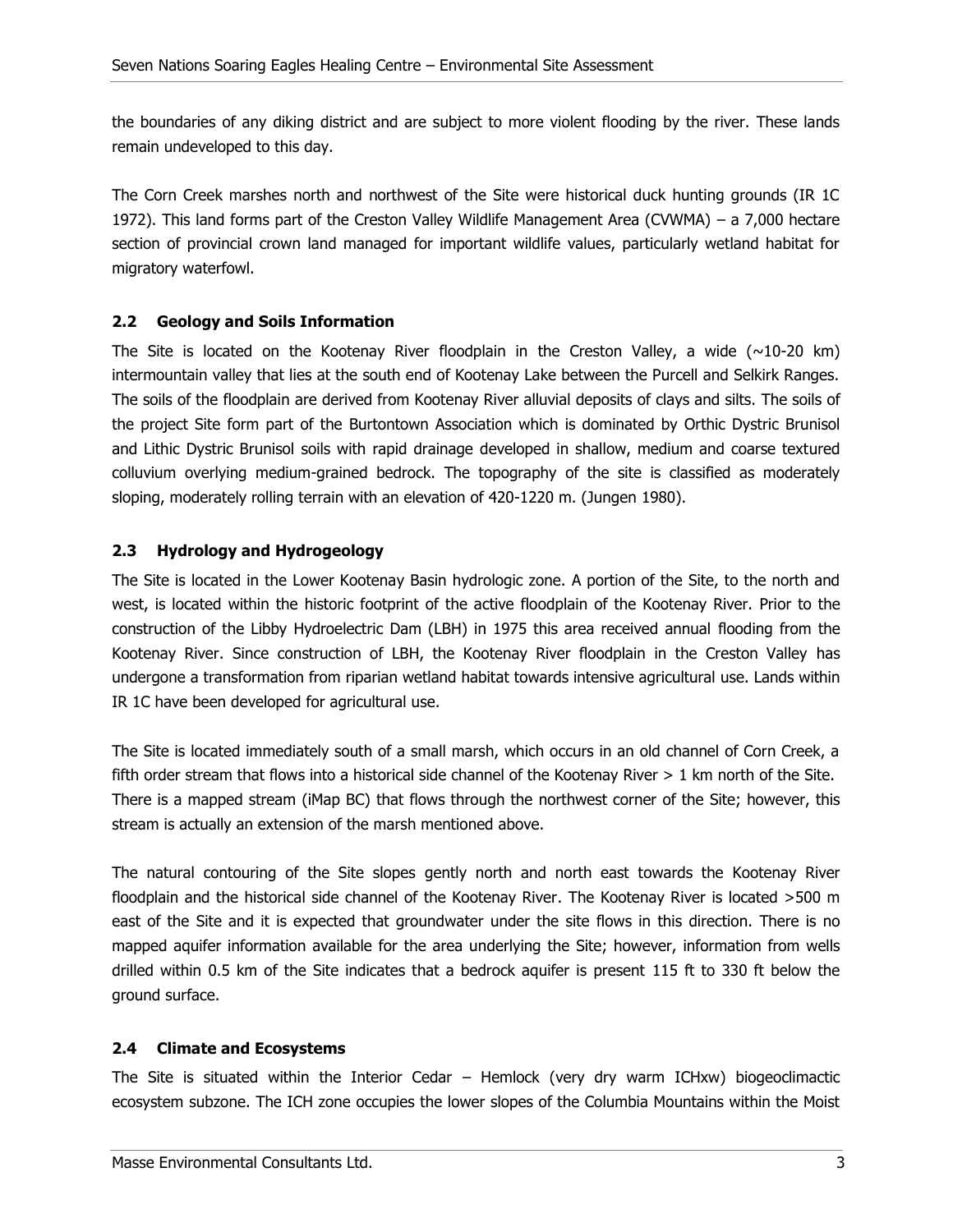the boundaries of any diking district and are subject to more violent flooding by the river. These lands remain undeveloped to this day.

The Corn Creek marshes north and northwest of the Site were historical duck hunting grounds (IR 1C 1972). This land forms part of the Creston Valley Wildlife Management Area (CVWMA) – a 7,000 hectare section of provincial crown land managed for important wildlife values, particularly wetland habitat for migratory waterfowl.

## 2.2 Geology and Soils Information

The Site is located on the Kootenay River floodplain in the Creston Valley, a wide (~10-20 km) intermountain valley that lies at the south end of Kootenay Lake between the Purcell and Selkirk Ranges. The soils of the floodplain are derived from Kootenay River alluvial deposits of clays and silts. The soils of the project Site form part of the Burtontown Association which is dominated by Orthic Dystric Brunisol and Lithic Dystric Brunisol soils with rapid drainage developed in shallow, medium and coarse textured colluvium overlying medium-grained bedrock. The topography of the site is classified as moderately sloping, moderately rolling terrain with an elevation of 420-1220 m. (Jungen 1980).

## 2.3 Hydrology and Hydrogeology

The Site is located in the Lower Kootenay Basin hydrologic zone. A portion of the Site, to the north and west, is located within the historic footprint of the active floodplain of the Kootenay River. Prior to the construction of the Libby Hydroelectric Dam (LBH) in 1975 this area received annual flooding from the Kootenay River. Since construction of LBH, the Kootenay River floodplain in the Creston Valley has undergone a transformation from riparian wetland habitat towards intensive agricultural use. Lands within IR 1C have been developed for agricultural use.

The Site is located immediately south of a small marsh, which occurs in an old channel of Corn Creek, a fifth order stream that flows into a historical side channel of the Kootenay River > 1 km north of the Site. There is a mapped stream (iMap BC) that flows through the northwest corner of the Site; however, this stream is actually an extension of the marsh mentioned above.

The natural contouring of the Site slopes gently north and north east towards the Kootenay River floodplain and the historical side channel of the Kootenay River. The Kootenay River is located >500 m east of the Site and it is expected that groundwater under the site flows in this direction. There is no mapped aquifer information available for the area underlying the Site; however, information from wells drilled within 0.5 km of the Site indicates that a bedrock aquifer is present 115 ft to 330 ft below the ground surface.

## 2.4 Climate and Ecosystems

The Site is situated within the Interior Cedar – Hemlock (very dry warm ICHxw) biogeoclimactic ecosystem subzone. The ICH zone occupies the lower slopes of the Columbia Mountains within the Moist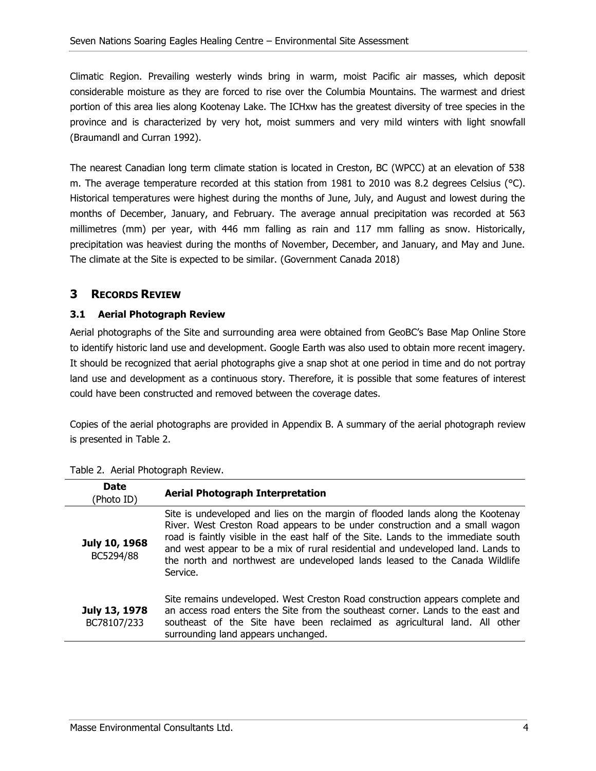Climatic Region. Prevailing westerly winds bring in warm, moist Pacific air masses, which deposit considerable moisture as they are forced to rise over the Columbia Mountains. The warmest and driest portion of this area lies along Kootenay Lake. The ICHxw has the greatest diversity of tree species in the province and is characterized by very hot, moist summers and very mild winters with light snowfall (Braumandl and Curran 1992).

The nearest Canadian long term climate station is located in Creston, BC (WPCC) at an elevation of 538 m. The average temperature recorded at this station from 1981 to 2010 was 8.2 degrees Celsius (°C). Historical temperatures were highest during the months of June, July, and August and lowest during the months of December, January, and February. The average annual precipitation was recorded at 563 millimetres (mm) per year, with 446 mm falling as rain and 117 mm falling as snow. Historically, precipitation was heaviest during the months of November, December, and January, and May and June. The climate at the Site is expected to be similar. (Government Canada 2018)

# 3 RECORDS REVIEW

## 3.1 Aerial Photograph Review

Aerial photographs of the Site and surrounding area were obtained from GeoBC's Base Map Online Store to identify historic land use and development. Google Earth was also used to obtain more recent imagery. It should be recognized that aerial photographs give a snap shot at one period in time and do not portray land use and development as a continuous story. Therefore, it is possible that some features of interest could have been constructed and removed between the coverage dates.

Copies of the aerial photographs are provided in Appendix B. A summary of the aerial photograph review is presented in Table 2.

Table 2. Aerial Photograph Review.

| **Date** (Photo ID) | **Aerial Photograph Interpretation** |
|---|---|
| **July 10, 1968** BC5294/88 | Site is undeveloped and lies on the margin of flooded lands along the Kootenay River. West Creston Road appears to be under construction and a small wagon road is faintly visible in the east half of the Site. Lands to the immediate south and west appear to be a mix of rural residential and undeveloped land. Lands to the north and northwest are undeveloped lands leased to the Canada Wildlife Service. |
| **July 13, 1978** BC78107/233 | Site remains undeveloped. West Creston Road construction appears complete and an access road enters the Site from the southeast corner. Lands to the east and southeast of the Site have been reclaimed as agricultural land. All other surrounding land appears unchanged. |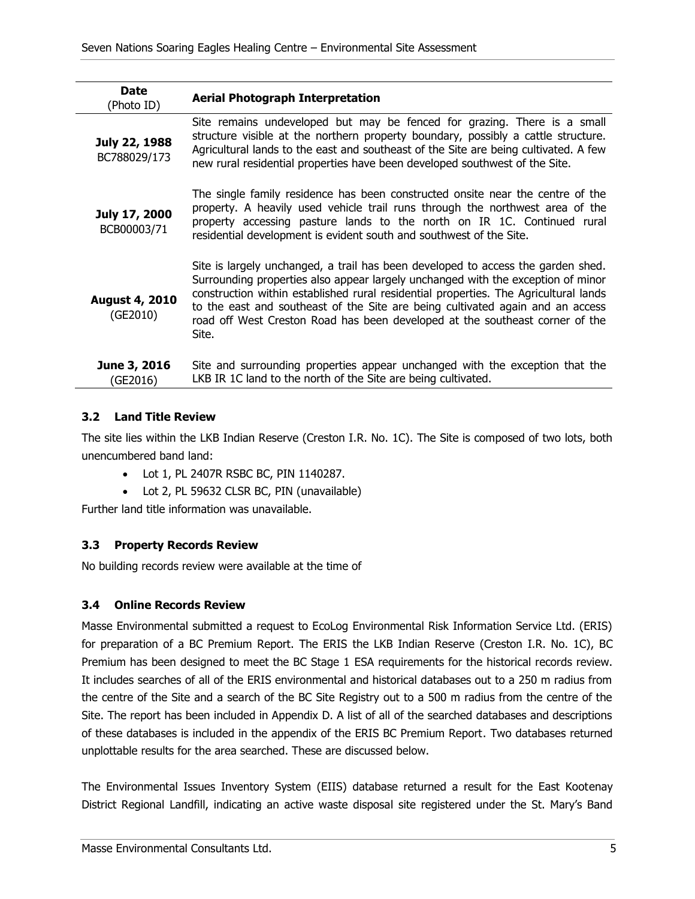| **Date** (Photo ID) | **Aerial Photograph Interpretation** |
| --- | --- |
| **July 22, 1988** BC788029/173 | Site remains undeveloped but may be fenced for grazing. There is a small structure visible at the northern property boundary, possibly a cattle structure. Agricultural lands to the east and southeast of the Site are being cultivated. A few new rural residential properties have been developed southwest of the Site. |
| **July 17, 2000** BCB00003/71 | The single family residence has been constructed onsite near the centre of the property. A heavily used vehicle trail runs through the northwest area of the property accessing pasture lands to the north on IR 1C. Continued rural residential development is evident south and southwest of the Site. |
| **August 4, 2010** (GE2010) | Site is largely unchanged, a trail has been developed to access the garden shed. Surrounding properties also appear largely unchanged with the exception of minor construction within established rural residential properties. The Agricultural lands to the east and southeast of the Site are being cultivated again and an access road off West Creston Road has been developed at the southeast corner of the Site. |
| **June 3, 2016** (GE2016) | Site and surrounding properties appear unchanged with the exception that the LKB IR 1C land to the north of the Site are being cultivated. |

### 3.2 Land Title Review

The site lies within the LKB Indian Reserve (Creston I.R. No. 1C). The Site is composed of two lots, both unencumbered band land:

- Lot 1, PL 2407R RSBC BC, PIN 1140287.
- Lot 2, PL 59632 CLSR BC, PIN (unavailable)

Further land title information was unavailable.

### 3.3 Property Records Review

No building records review were available at the time of

### 3.4 Online Records Review

Masse Environmental submitted a request to EcoLog Environmental Risk Information Service Ltd. (ERIS) for preparation of a BC Premium Report. The ERIS the LKB Indian Reserve (Creston I.R. No. 1C), BC Premium has been designed to meet the BC Stage 1 ESA requirements for the historical records review. It includes searches of all of the ERIS environmental and historical databases out to a 250 m radius from the centre of the Site and a search of the BC Site Registry out to a 500 m radius from the centre of the Site. The report has been included in Appendix D. A list of all of the searched databases and descriptions of these databases is included in the appendix of the ERIS BC Premium Report. Two databases returned unplottable results for the area searched. These are discussed below.

The Environmental Issues Inventory System (EIIS) database returned a result for the East Kootenay District Regional Landfill, indicating an active waste disposal site registered under the St. Mary's Band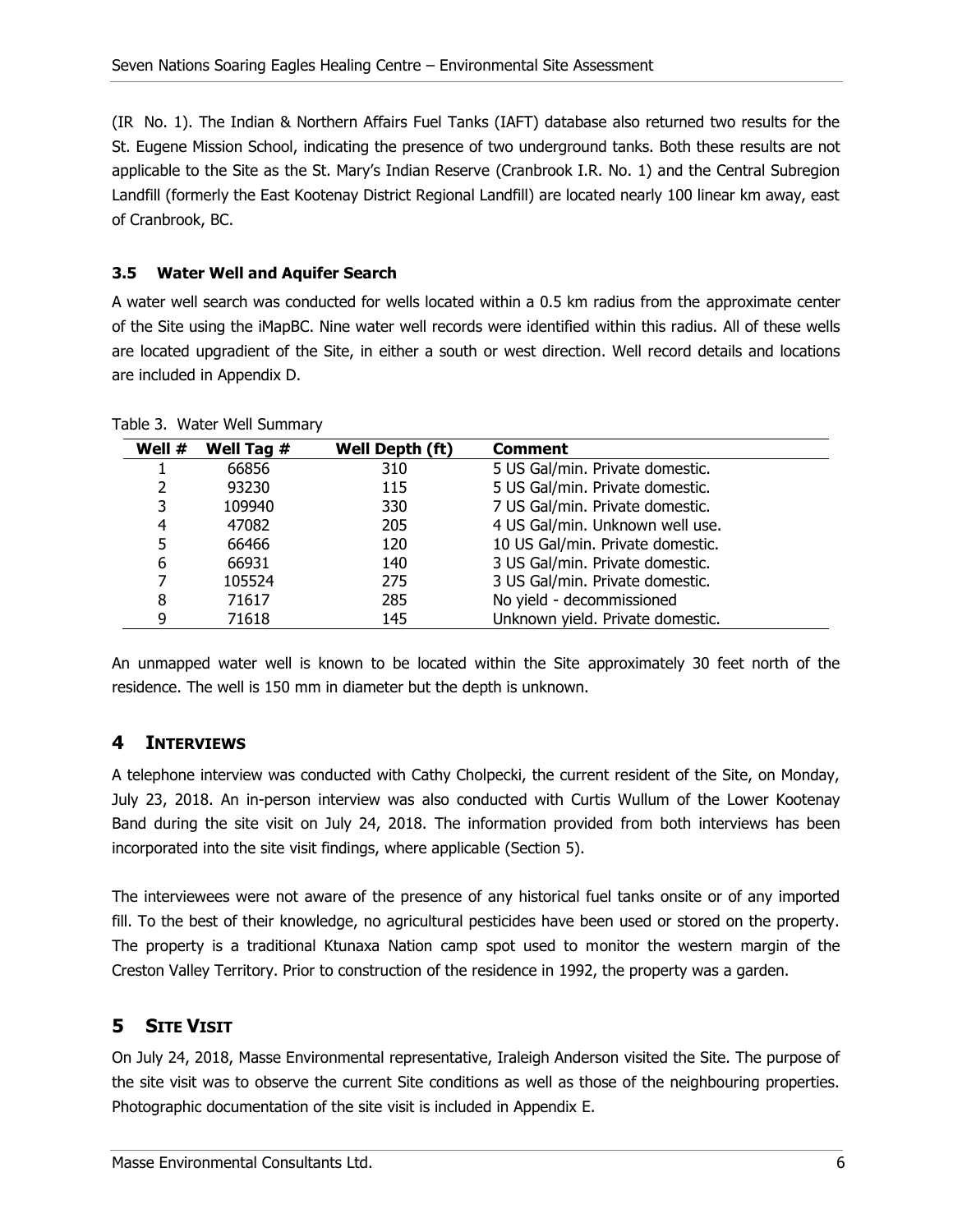(IR No. 1). The Indian & Northern Affairs Fuel Tanks (IAFT) database also returned two results for the St. Eugene Mission School, indicating the presence of two underground tanks. Both these results are not applicable to the Site as the St. Mary's Indian Reserve (Cranbrook I.R. No. 1) and the Central Subregion Landfill (formerly the East Kootenay District Regional Landfill) are located nearly 100 linear km away, east of Cranbrook, BC.

### 3.5 Water Well and Aquifer Search

A water well search was conducted for wells located within a 0.5 km radius from the approximate center of the Site using the iMapBC. Nine water well records were identified within this radius. All of these wells are located upgradient of the Site, in either a south or west direction. Well record details and locations are included in Appendix D.

Table 3. Water Well Summary

| Well # | Well Tag # | Well Depth (ft) | Comment |
|---|---|---|---|
| 1 | 66856 | 310 | 5 US Gal/min. Private domestic. |
| 2 | 93230 | 115 | 5 US Gal/min. Private domestic. |
| 3 | 109940 | 330 | 7 US Gal/min. Private domestic. |
| 4 | 47082 | 205 | 4 US Gal/min. Unknown well use. |
| 5 | 66466 | 120 | 10 US Gal/min. Private domestic. |
| 6 | 66931 | 140 | 3 US Gal/min. Private domestic. |
| 7 | 105524 | 275 | 3 US Gal/min. Private domestic. |
| 8 | 71617 | 285 | No yield - decommissioned |
| 9 | 71618 | 145 | Unknown yield. Private domestic. |

An unmapped water well is known to be located within the Site approximately 30 feet north of the residence. The well is 150 mm in diameter but the depth is unknown.

## 4 INTERVIEWS

A telephone interview was conducted with Cathy Cholpecki, the current resident of the Site, on Monday, July 23, 2018. An in-person interview was also conducted with Curtis Wullum of the Lower Kootenay Band during the site visit on July 24, 2018. The information provided from both interviews has been incorporated into the site visit findings, where applicable (Section 5).

The interviewees were not aware of the presence of any historical fuel tanks onsite or of any imported fill. To the best of their knowledge, no agricultural pesticides have been used or stored on the property. The property is a traditional Ktunaxa Nation camp spot used to monitor the western margin of the Creston Valley Territory. Prior to construction of the residence in 1992, the property was a garden.

## 5 SITE VISIT

On July 24, 2018, Masse Environmental representative, Iraleigh Anderson visited the Site. The purpose of the site visit was to observe the current Site conditions as well as those of the neighbouring properties. Photographic documentation of the site visit is included in Appendix E.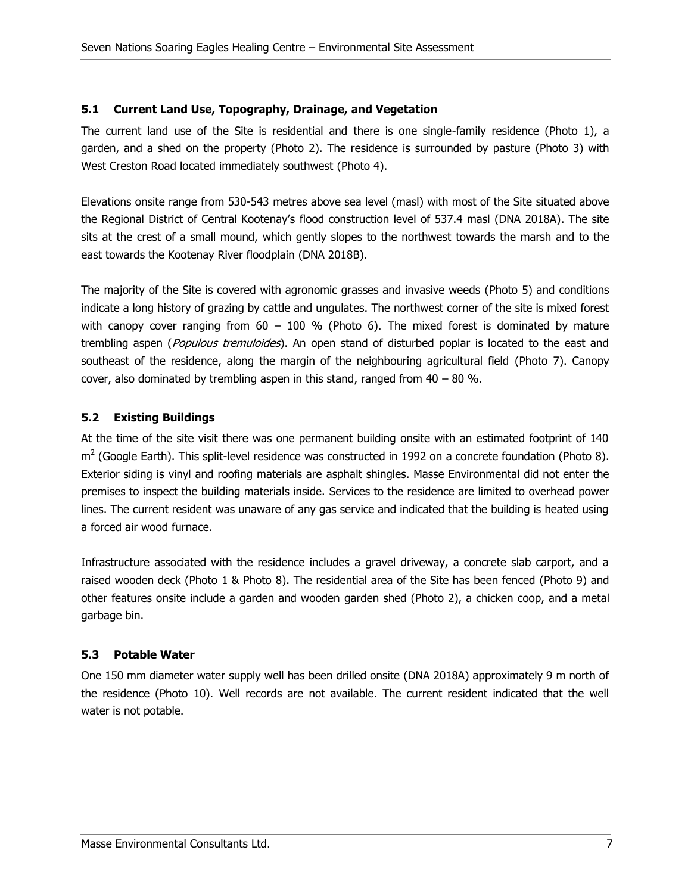## 5.1 Current Land Use, Topography, Drainage, and Vegetation

The current land use of the Site is residential and there is one single-family residence (Photo 1), a garden, and a shed on the property (Photo 2). The residence is surrounded by pasture (Photo 3) with West Creston Road located immediately southwest (Photo 4).

Elevations onsite range from 530-543 metres above sea level (masl) with most of the Site situated above the Regional District of Central Kootenay's flood construction level of 537.4 masl (DNA 2018A). The site sits at the crest of a small mound, which gently slopes to the northwest towards the marsh and to the east towards the Kootenay River floodplain (DNA 2018B).

The majority of the Site is covered with agronomic grasses and invasive weeds (Photo 5) and conditions indicate a long history of grazing by cattle and ungulates. The northwest corner of the site is mixed forest with canopy cover ranging from 60 – 100 % (Photo 6). The mixed forest is dominated by mature trembling aspen (*Populous tremuloides*). An open stand of disturbed poplar is located to the east and southeast of the residence, along the margin of the neighbouring agricultural field (Photo 7). Canopy cover, also dominated by trembling aspen in this stand, ranged from 40 – 80 %.

## 5.2 Existing Buildings

At the time of the site visit there was one permanent building onsite with an estimated footprint of 140 $m^2$ (Google Earth). This split-level residence was constructed in 1992 on a concrete foundation (Photo 8). Exterior siding is vinyl and roofing materials are asphalt shingles. Masse Environmental did not enter the premises to inspect the building materials inside. Services to the residence are limited to overhead power lines. The current resident was unaware of any gas service and indicated that the building is heated using a forced air wood furnace.

Infrastructure associated with the residence includes a gravel driveway, a concrete slab carport, and a raised wooden deck (Photo 1 & Photo 8). The residential area of the Site has been fenced (Photo 9) and other features onsite include a garden and wooden garden shed (Photo 2), a chicken coop, and a metal garbage bin.

## 5.3 Potable Water

One 150 mm diameter water supply well has been drilled onsite (DNA 2018A) approximately 9 m north of the residence (Photo 10). Well records are not available. The current resident indicated that the well water is not potable.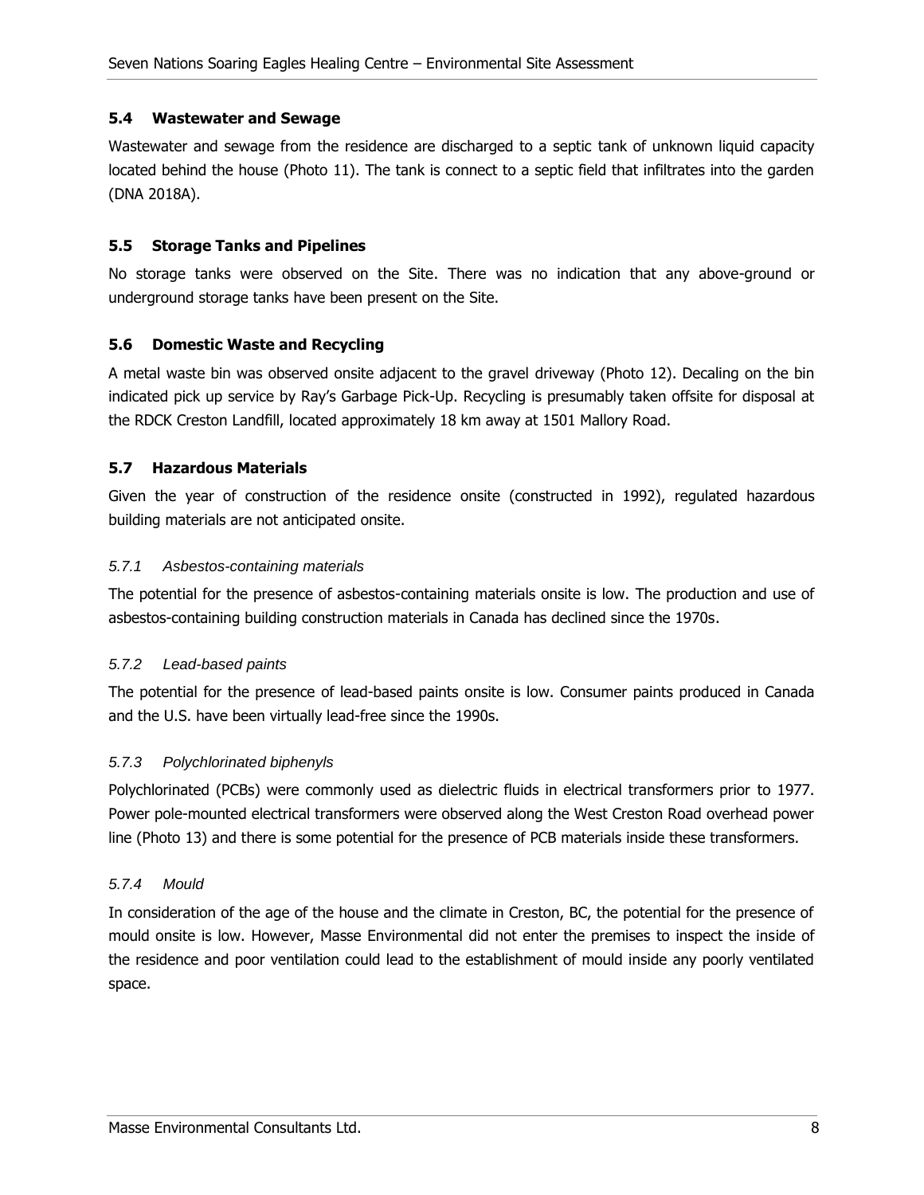## 5.4 Wastewater and Sewage

Wastewater and sewage from the residence are discharged to a septic tank of unknown liquid capacity located behind the house (Photo 11). The tank is connect to a septic field that infiltrates into the garden (DNA 2018A).

## 5.5 Storage Tanks and Pipelines

No storage tanks were observed on the Site. There was no indication that any above-ground or underground storage tanks have been present on the Site.

## 5.6 Domestic Waste and Recycling

A metal waste bin was observed onsite adjacent to the gravel driveway (Photo 12). Decaling on the bin indicated pick up service by Ray's Garbage Pick-Up. Recycling is presumably taken offsite for disposal at the RDCK Creston Landfill, located approximately 18 km away at 1501 Mallory Road.

## 5.7 Hazardous Materials

Given the year of construction of the residence onsite (constructed in 1992), regulated hazardous building materials are not anticipated onsite.

### *5.7.1 Asbestos-containing materials*

The potential for the presence of asbestos-containing materials onsite is low. The production and use of asbestos-containing building construction materials in Canada has declined since the 1970s.

### *5.7.2 Lead-based paints*

The potential for the presence of lead-based paints onsite is low. Consumer paints produced in Canada and the U.S. have been virtually lead-free since the 1990s.

### *5.7.3 Polychlorinated biphenyls*

Polychlorinated (PCBs) were commonly used as dielectric fluids in electrical transformers prior to 1977. Power pole-mounted electrical transformers were observed along the West Creston Road overhead power line (Photo 13) and there is some potential for the presence of PCB materials inside these transformers.

### *5.7.4 Mould*

In consideration of the age of the house and the climate in Creston, BC, the potential for the presence of mould onsite is low. However, Masse Environmental did not enter the premises to inspect the inside of the residence and poor ventilation could lead to the establishment of mould inside any poorly ventilated space.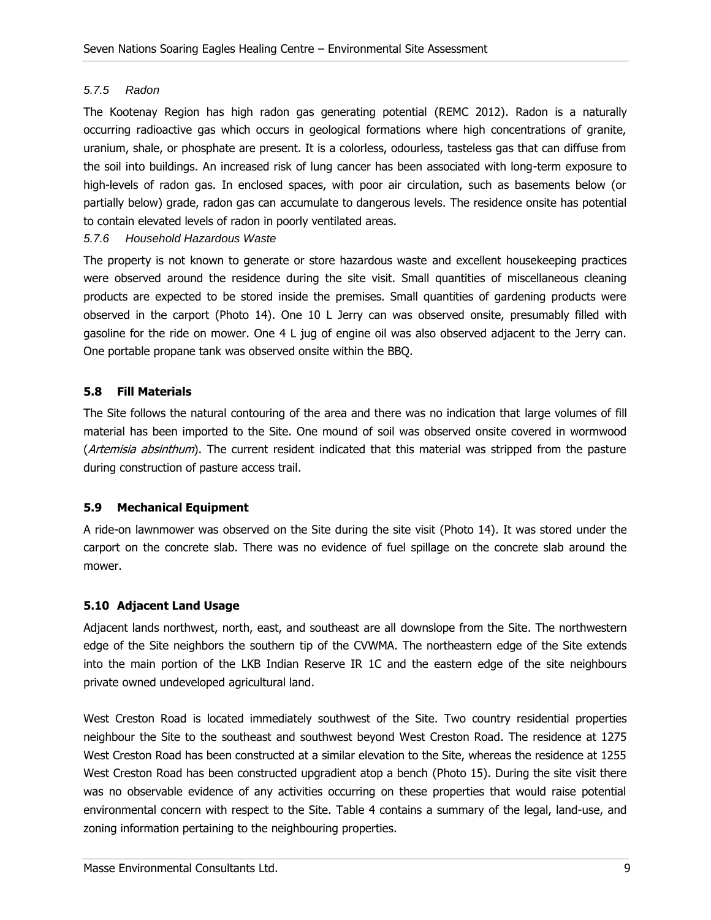#### 5.7.5 Radon

The Kootenay Region has high radon gas generating potential (REMC 2012). Radon is a naturally occurring radioactive gas which occurs in geological formations where high concentrations of granite, uranium, shale, or phosphate are present. It is a colorless, odourless, tasteless gas that can diffuse from the soil into buildings. An increased risk of lung cancer has been associated with long-term exposure to high-levels of radon gas. In enclosed spaces, with poor air circulation, such as basements below (or partially below) grade, radon gas can accumulate to dangerous levels. The residence onsite has potential to contain elevated levels of radon in poorly ventilated areas.

#### 5.7.6 Household Hazardous Waste

The property is not known to generate or store hazardous waste and excellent housekeeping practices were observed around the residence during the site visit. Small quantities of miscellaneous cleaning products are expected to be stored inside the premises. Small quantities of gardening products were observed in the carport (Photo 14). One 10 L Jerry can was observed onsite, presumably filled with gasoline for the ride on mower. One 4 L jug of engine oil was also observed adjacent to the Jerry can. One portable propane tank was observed onsite within the BBQ.

### 5.8 Fill Materials

The Site follows the natural contouring of the area and there was no indication that large volumes of fill material has been imported to the Site. One mound of soil was observed onsite covered in wormwood (*Artemisia absinthum*). The current resident indicated that this material was stripped from the pasture during construction of pasture access trail.

### 5.9 Mechanical Equipment

A ride-on lawnmower was observed on the Site during the site visit (Photo 14). It was stored under the carport on the concrete slab. There was no evidence of fuel spillage on the concrete slab around the mower.

### 5.10 Adjacent Land Usage

Adjacent lands northwest, north, east, and southeast are all downslope from the Site. The northwestern edge of the Site neighbors the southern tip of the CVWMA. The northeastern edge of the Site extends into the main portion of the LKB Indian Reserve IR 1C and the eastern edge of the site neighbours private owned undeveloped agricultural land.

West Creston Road is located immediately southwest of the Site. Two country residential properties neighbour the Site to the southeast and southwest beyond West Creston Road. The residence at 1275 West Creston Road has been constructed at a similar elevation to the Site, whereas the residence at 1255 West Creston Road has been constructed upgradient atop a bench (Photo 15). During the site visit there was no observable evidence of any activities occurring on these properties that would raise potential environmental concern with respect to the Site. Table 4 contains a summary of the legal, land-use, and zoning information pertaining to the neighbouring properties.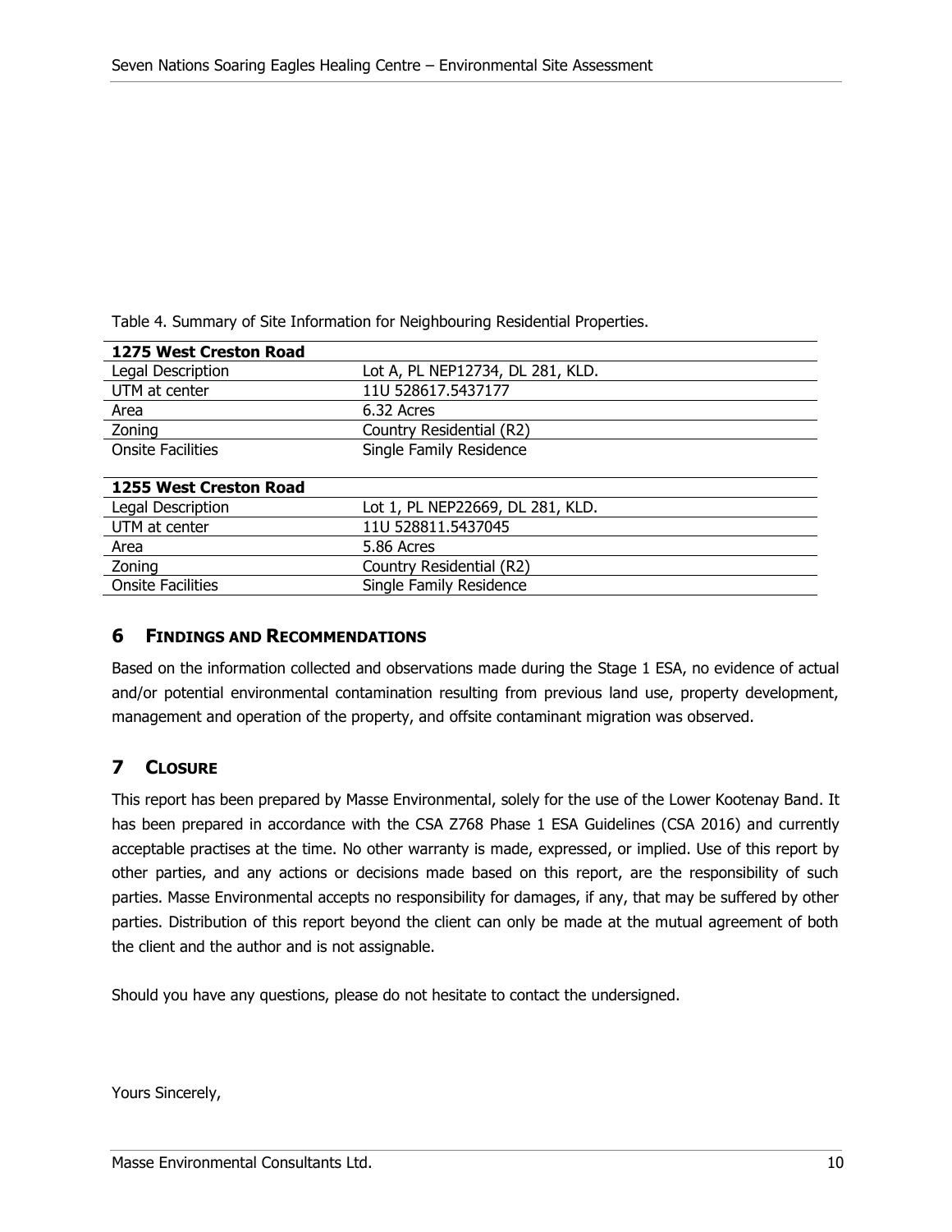Table 4. Summary of Site Information for Neighbouring Residential Properties.

| **1275 West Creston Road** | |
|---|---|
| Legal Description | Lot A, PL NEP12734, DL 281, KLD. |
| UTM at center | 11U 528617.5437177 |
| Area | 6.32 Acres |
| Zoning | Country Residential (R2) |
| Onsite Facilities | Single Family Residence |
| **1255 West Creston Road** | |
| Legal Description | Lot 1, PL NEP22669, DL 281, KLD. |
| UTM at center | 11U 528811.5437045 |
| Area | 5.86 Acres |
| Zoning | Country Residential (R2) |
| Onsite Facilities | Single Family Residence |

## 6 FINDINGS AND RECOMMENDATIONS

Based on the information collected and observations made during the Stage 1 ESA, no evidence of actual and/or potential environmental contamination resulting from previous land use, property development, management and operation of the property, and offsite contaminant migration was observed.

## 7 CLOSURE

This report has been prepared by Masse Environmental, solely for the use of the Lower Kootenay Band. It has been prepared in accordance with the CSA Z768 Phase 1 ESA Guidelines (CSA 2016) and currently acceptable practises at the time. No other warranty is made, expressed, or implied. Use of this report by other parties, and any actions or decisions made based on this report, are the responsibility of such parties. Masse Environmental accepts no responsibility for damages, if any, that may be suffered by other parties. Distribution of this report beyond the client can only be made at the mutual agreement of both the client and the author and is not assignable.

Should you have any questions, please do not hesitate to contact the undersigned.

Yours Sincerely,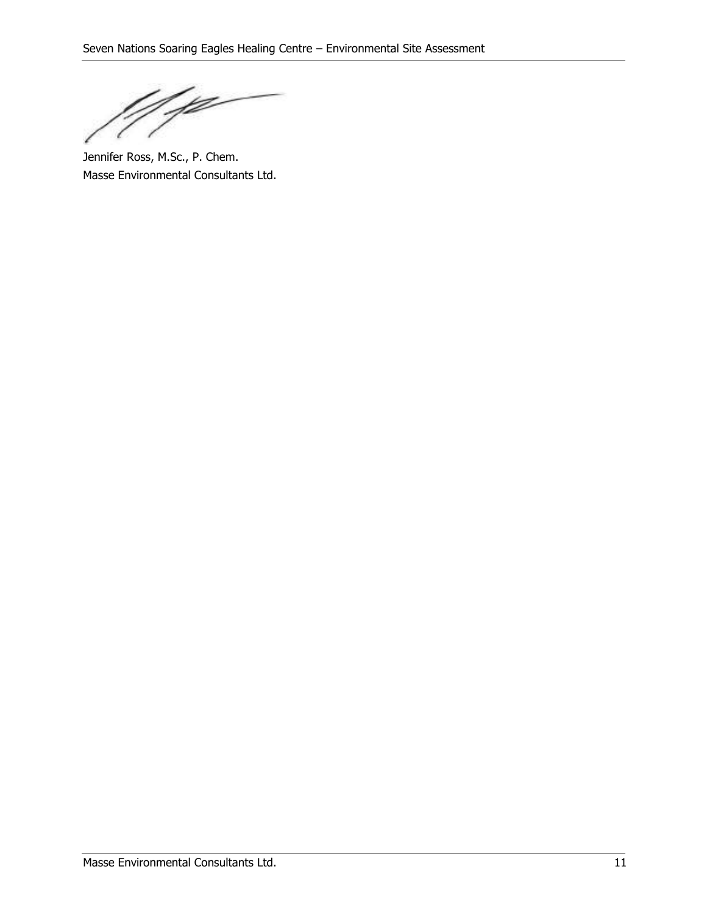Jennifer Ross, M.Sc., P. Chem.
Masse Environmental Consultants Ltd.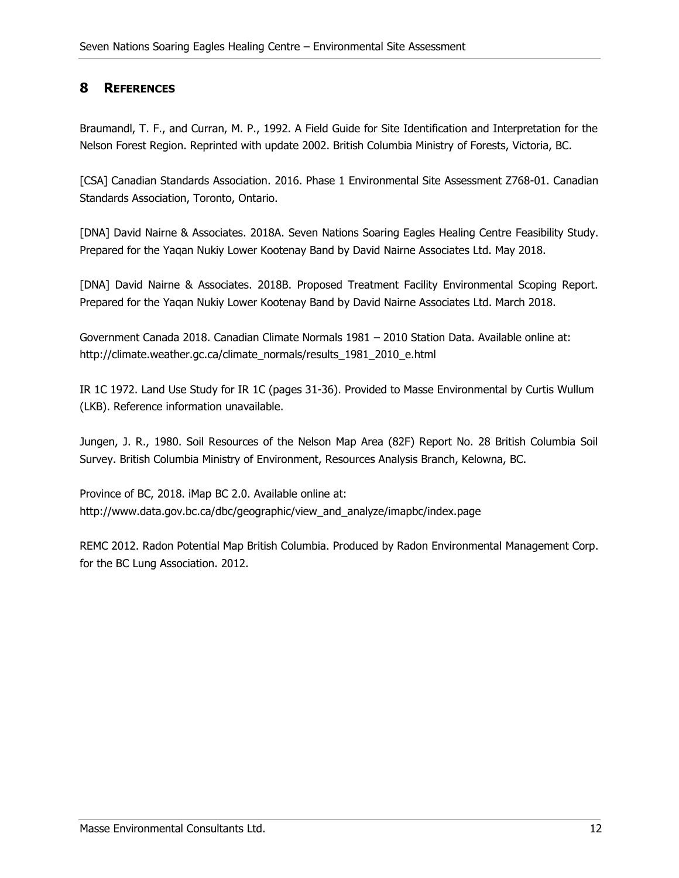# 8 REFERENCES

Braumandl, T. F., and Curran, M. P., 1992. A Field Guide for Site Identification and Interpretation for the Nelson Forest Region. Reprinted with update 2002. British Columbia Ministry of Forests, Victoria, BC.

[CSA] Canadian Standards Association. 2016. Phase 1 Environmental Site Assessment Z768-01. Canadian Standards Association, Toronto, Ontario.

[DNA] David Nairne & Associates. 2018A. Seven Nations Soaring Eagles Healing Centre Feasibility Study. Prepared for the Yaqan Nukiy Lower Kootenay Band by David Nairne Associates Ltd. May 2018.

[DNA] David Nairne & Associates. 2018B. Proposed Treatment Facility Environmental Scoping Report. Prepared for the Yaqan Nukiy Lower Kootenay Band by David Nairne Associates Ltd. March 2018.

Government Canada 2018. Canadian Climate Normals 1981 – 2010 Station Data. Available online at: http://climate.weather.gc.ca/climate_normals/results_1981_2010_e.html

IR 1C 1972. Land Use Study for IR 1C (pages 31-36). Provided to Masse Environmental by Curtis Wullum (LKB). Reference information unavailable.

Jungen, J. R., 1980. Soil Resources of the Nelson Map Area (82F) Report No. 28 British Columbia Soil Survey. British Columbia Ministry of Environment, Resources Analysis Branch, Kelowna, BC.

Province of BC, 2018. iMap BC 2.0. Available online at: http://www.data.gov.bc.ca/dbc/geographic/view_and_analyze/imapbc/index.page

REMC 2012. Radon Potential Map British Columbia. Produced by Radon Environmental Management Corp. for the BC Lung Association. 2012.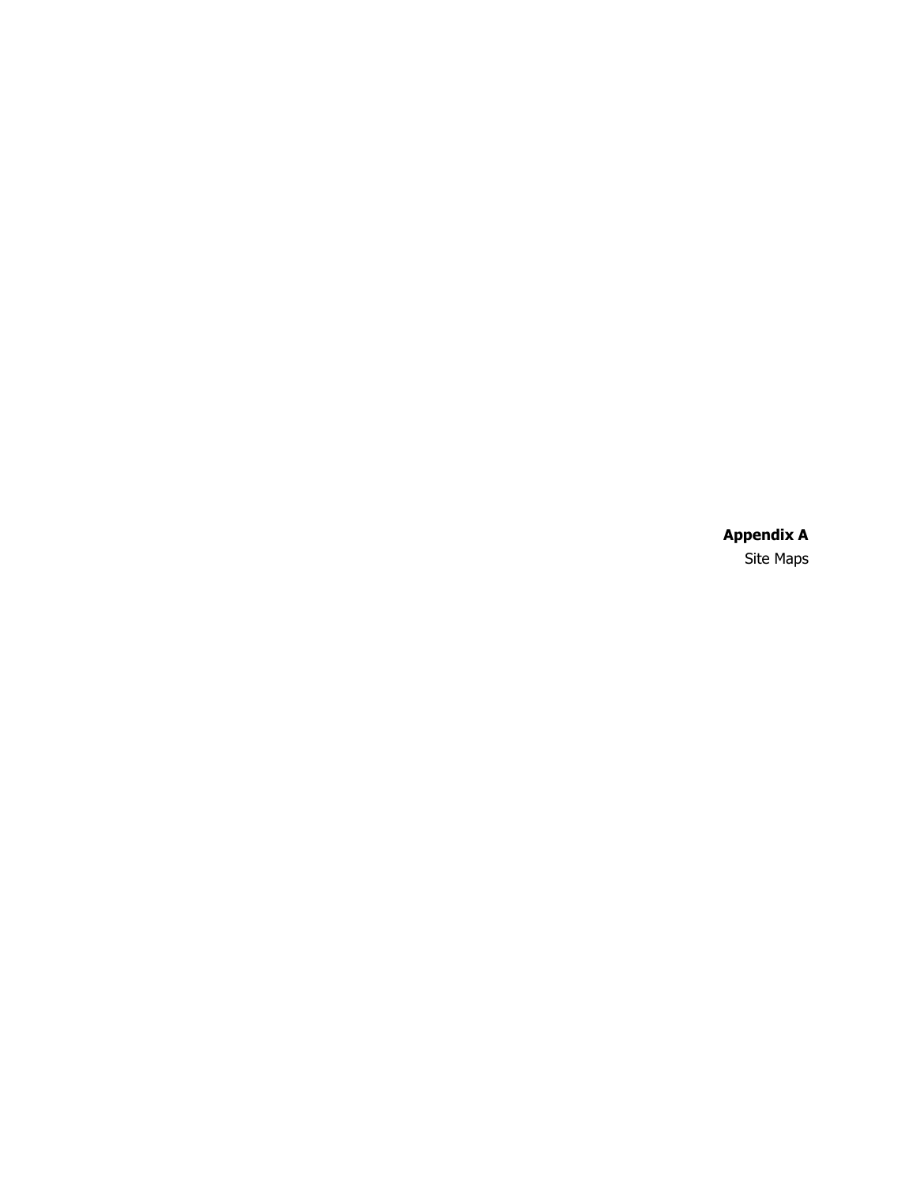# Appendix A

Site Maps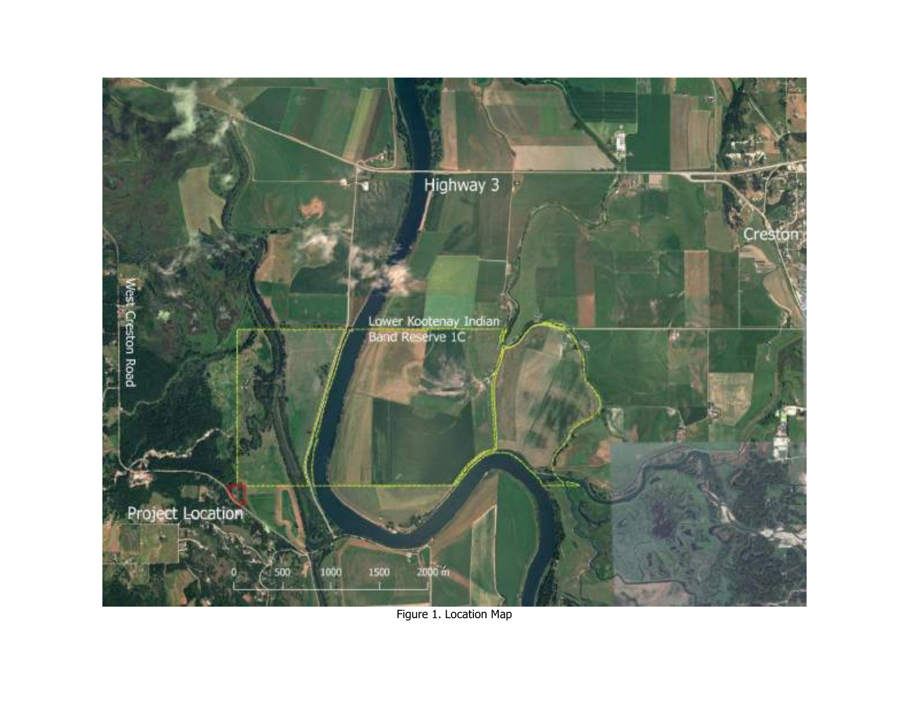Figure 1. Location Map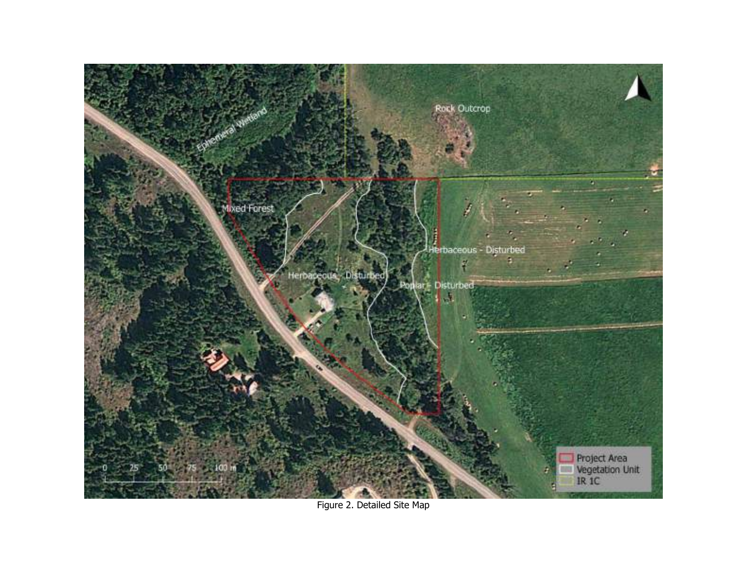Figure 2. Detailed Site Map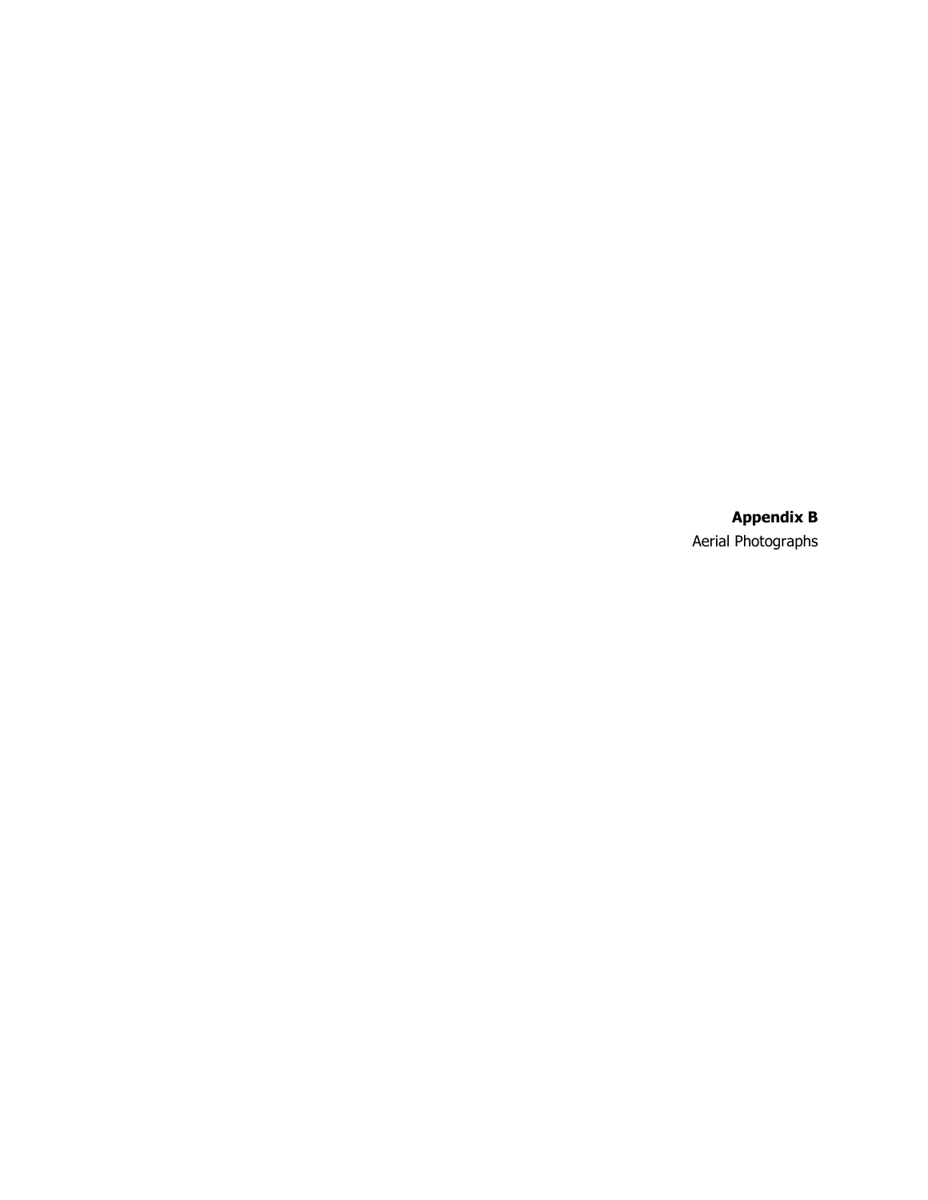**Appendix B**

Aerial Photographs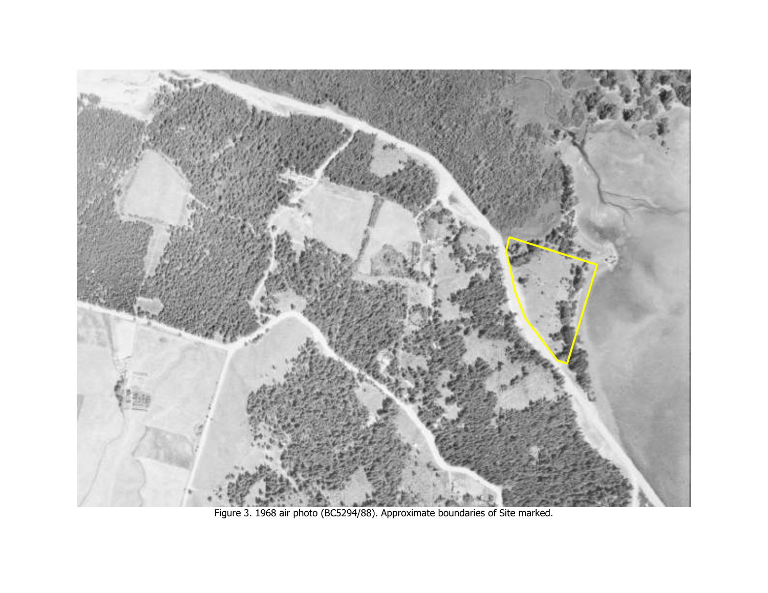Figure 3. 1968 air photo (BC5294/88). Approximate boundaries of Site marked.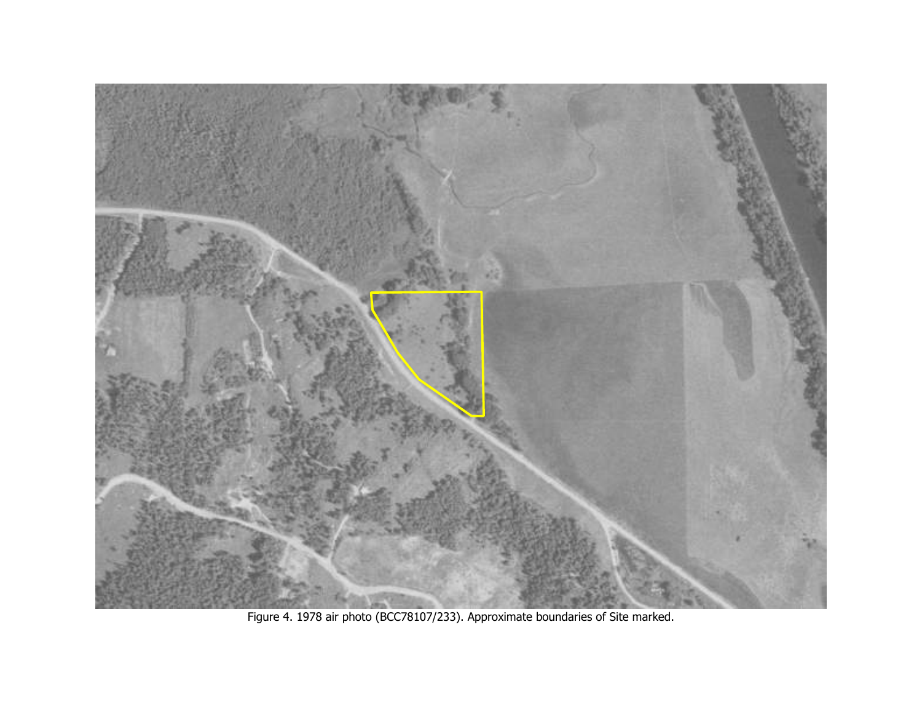Figure 4. 1978 air photo (BCC78107/233). Approximate boundaries of Site marked.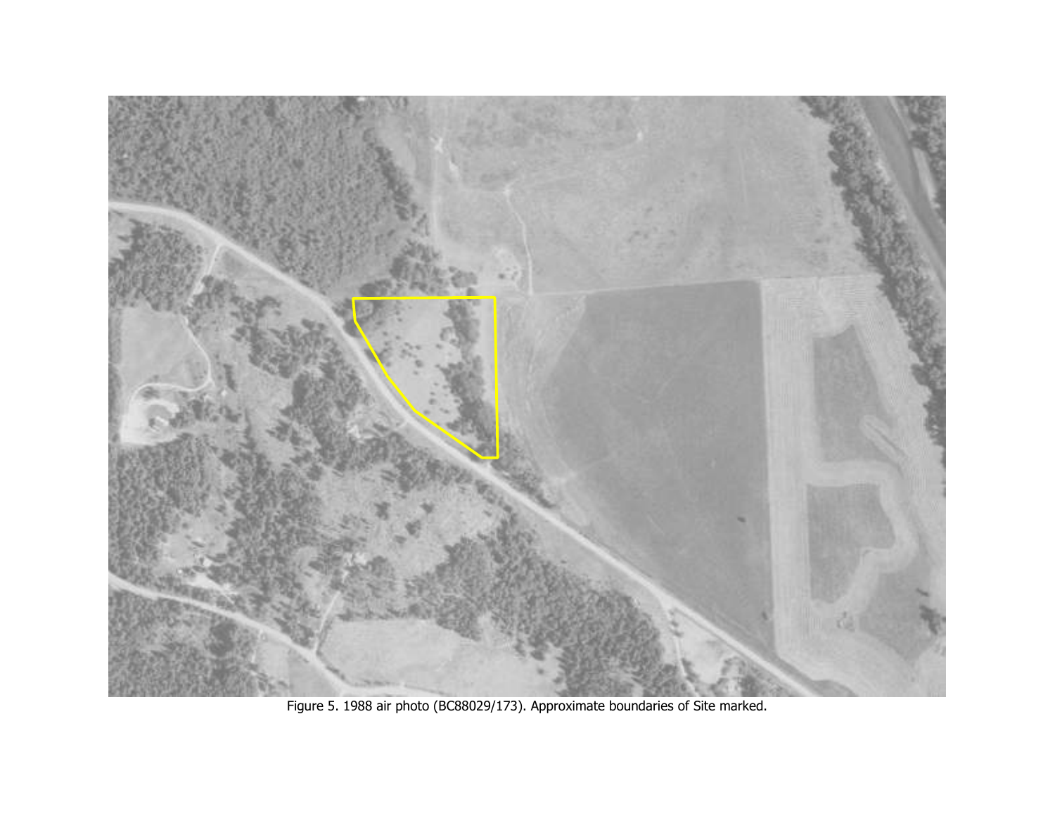Figure 5. 1988 air photo (BC88029/173). Approximate boundaries of Site marked.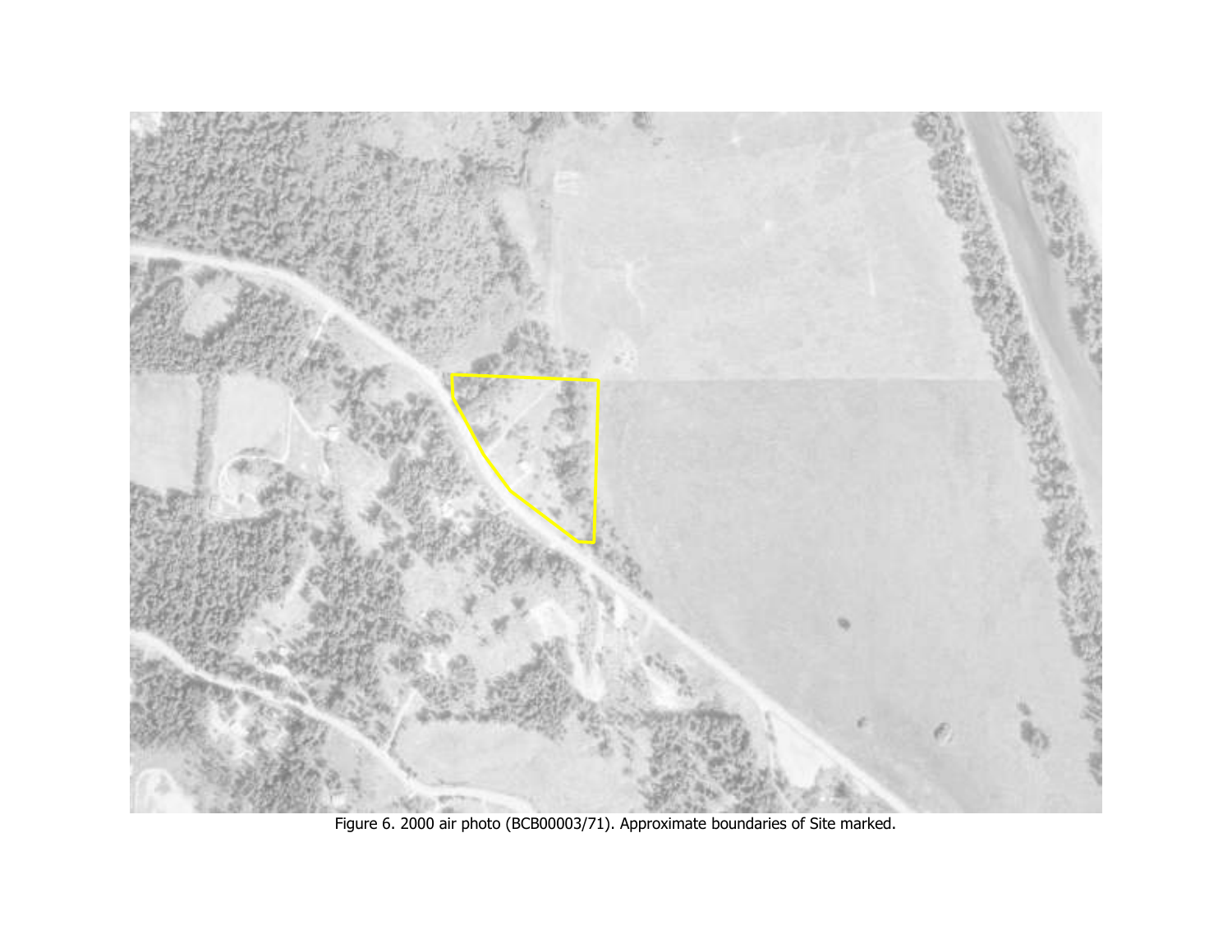Figure 6. 2000 air photo (BCB00003/71). Approximate boundaries of Site marked.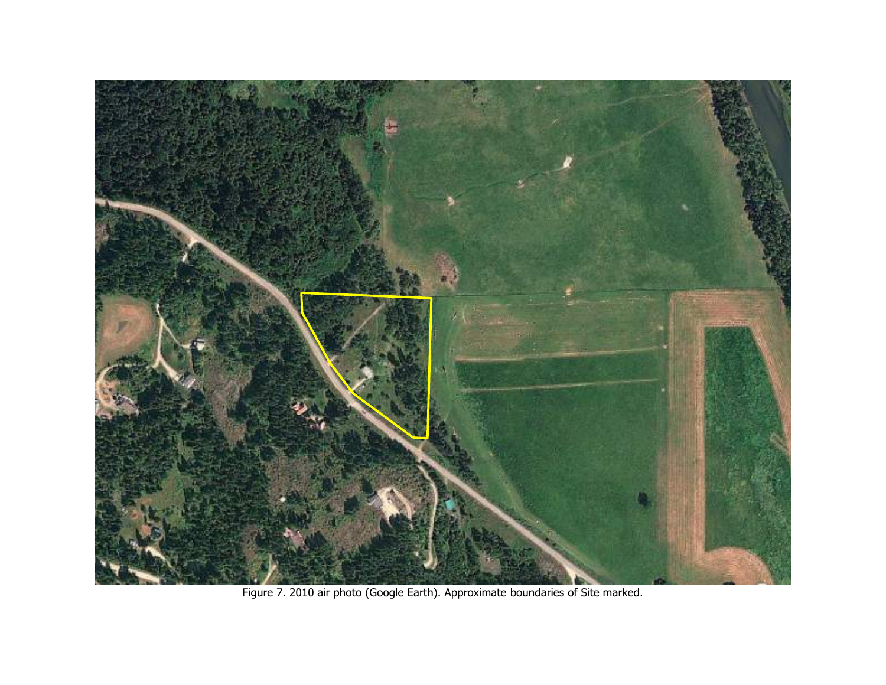Figure 7. 2010 air photo (Google Earth). Approximate boundaries of Site marked.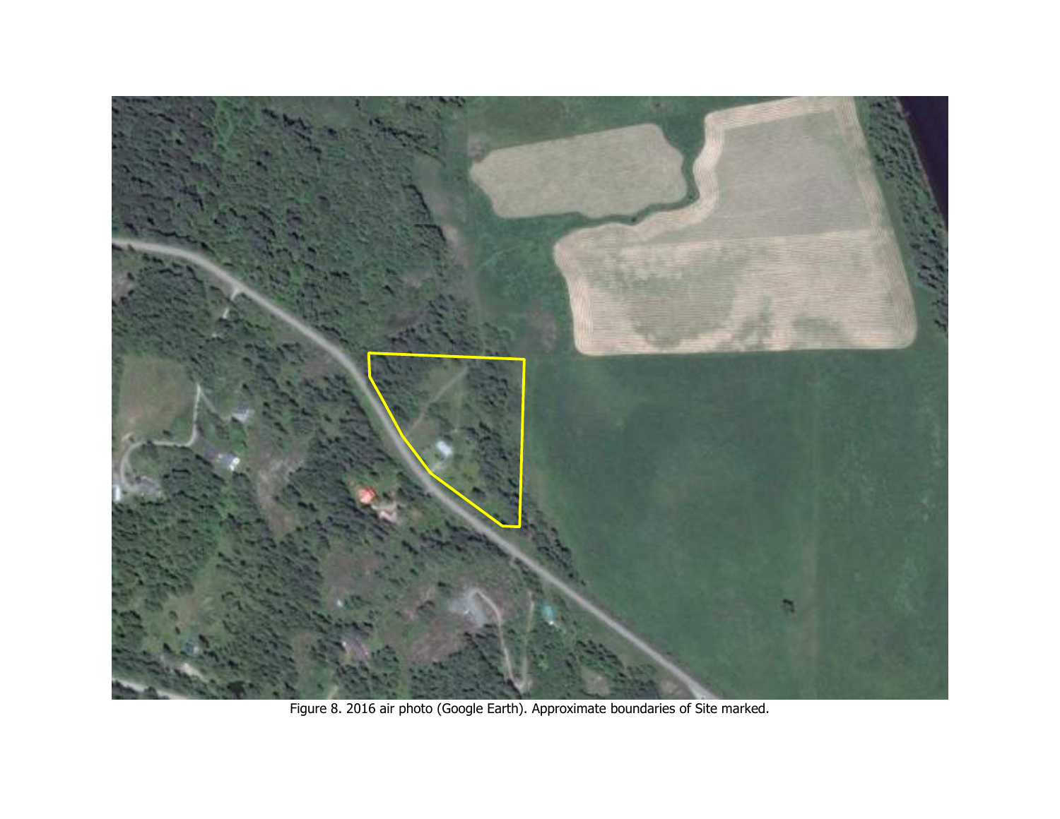Figure 8. 2016 air photo (Google Earth). Approximate boundaries of Site marked.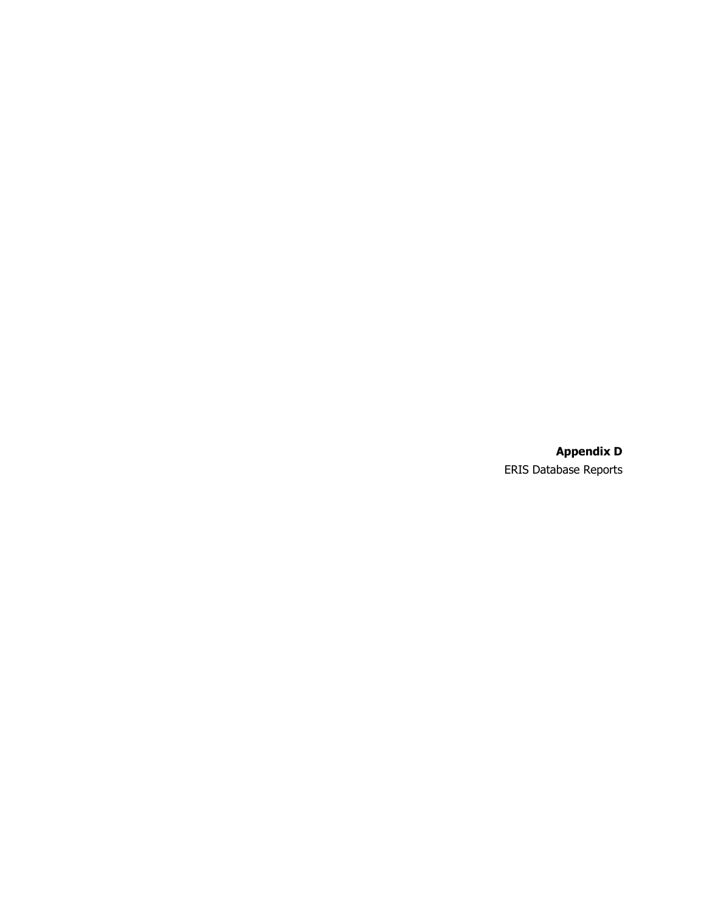**Appendix D**

ERIS Database Reports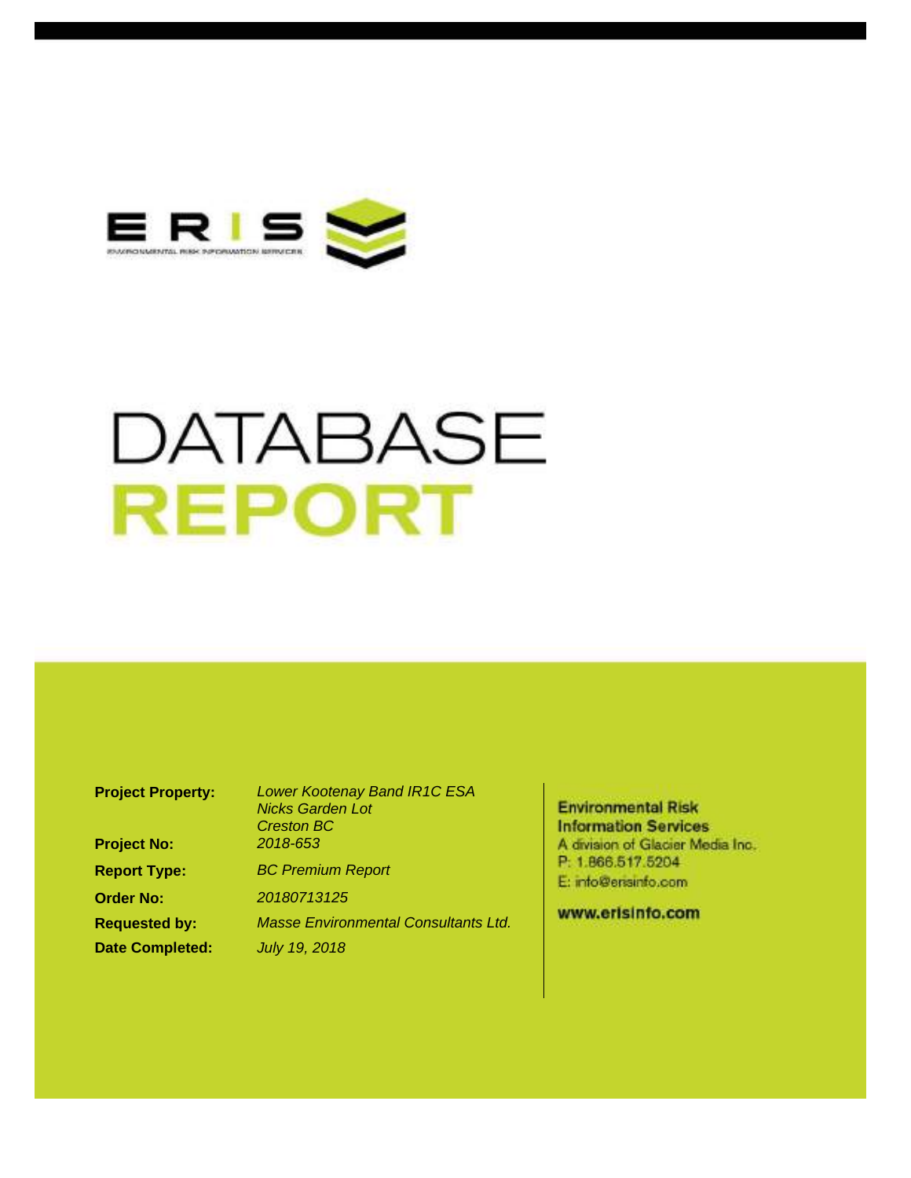ERIS

ENVIRONMENTAL RISK INFORMATION SERVICES

# DATABASE REPORT

**Project Property:** *Lower Kootenay Band IR1C ESA*
*Nicks Garden Lot*
*Creston BC*

**Project No:** *2018-653*

**Report Type:** *BC Premium Report*

**Order No:** *20180713125*

**Requested by:** *Masse Environmental Consultants Ltd.*

**Date Completed:** *July 19, 2018*

**Environmental Risk Information Services**
A division of Glacier Media Inc.
P: 1.866.517.5204
E: info@erisinfo.com

**www.erisinfo.com**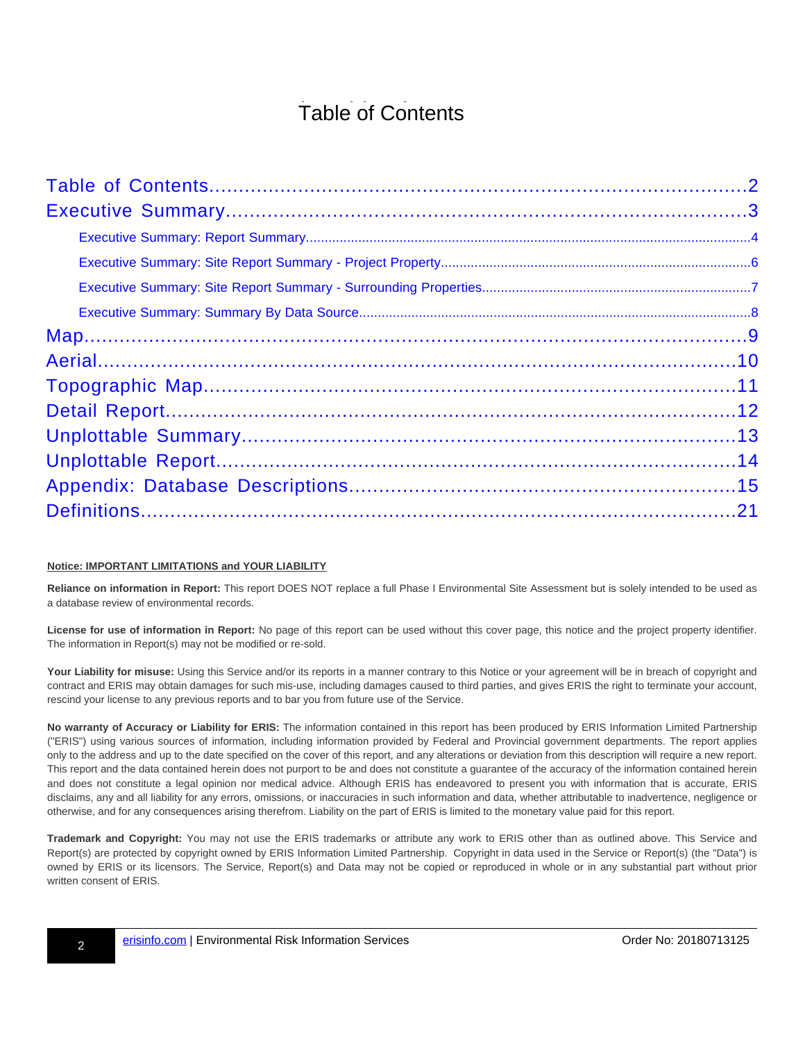# Table of Contents

Table of Contents....................................................................................2
Executive Summary..................................................................................3

- Executive Summary: Report Summary....................................................................4
- Executive Summary: Site Report Summary - Project Property.......................................6
- Executive Summary: Site Report Summary - Surrounding Properties...............................7
- Executive Summary: Summary By Data Source.........................................................8

Map.......................................................................................................9
Aerial....................................................................................................10
Topographic Map.....................................................................................11
Detail Report..........................................................................................12
Unplottable Summary...............................................................................13
Unplottable Report...................................................................................14
Appendix: Database Descriptions...............................................................15
Definitions.............................................................................................21

**Notice: IMPORTANT LIMITATIONS and YOUR LIABILITY**

**Reliance on information in Report:** This report DOES NOT replace a full Phase I Environmental Site Assessment but is solely intended to be used as a database review of environmental records.

**License for use of information in Report:** No page of this report can be used without this cover page, this notice and the project property identifier. The information in Report(s) may not be modified or re-sold.

**Your Liability for misuse:** Using this Service and/or its reports in a manner contrary to this Notice or your agreement will be in breach of copyright and contract and ERIS may obtain damages for such mis-use, including damages caused to third parties, and gives ERIS the right to terminate your account, rescind your license to any previous reports and to bar you from future use of the Service.

**No warranty of Accuracy or Liability for ERIS:** The information contained in this report has been produced by ERIS Information Limited Partnership ("ERIS") using various sources of information, including information provided by Federal and Provincial government departments. The report applies only to the address and up to the date specified on the cover of this report, and any alterations or deviation from this description will require a new report. This report and the data contained herein does not purport to be and does not constitute a guarantee of the accuracy of the information contained herein and does not constitute a legal opinion nor medical advice. Although ERIS has endeavored to present you with information that is accurate, ERIS disclaims, any and all liability for any errors, omissions, or inaccuracies in such information and data, whether attributable to inadvertence, negligence or otherwise, and for any consequences arising therefrom. Liability on the part of ERIS is limited to the monetary value paid for this report.

**Trademark and Copyright:** You may not use the ERIS trademarks or attribute any work to ERIS other than as outlined above. This Service and Report(s) are protected by copyright owned by ERIS Information Limited Partnership. Copyright in data used in the Service or Report(s) (the "Data") is owned by ERIS or its licensors. The Service, Report(s) and Data may not be copied or reproduced in whole or in any substantial part without prior written consent of ERIS.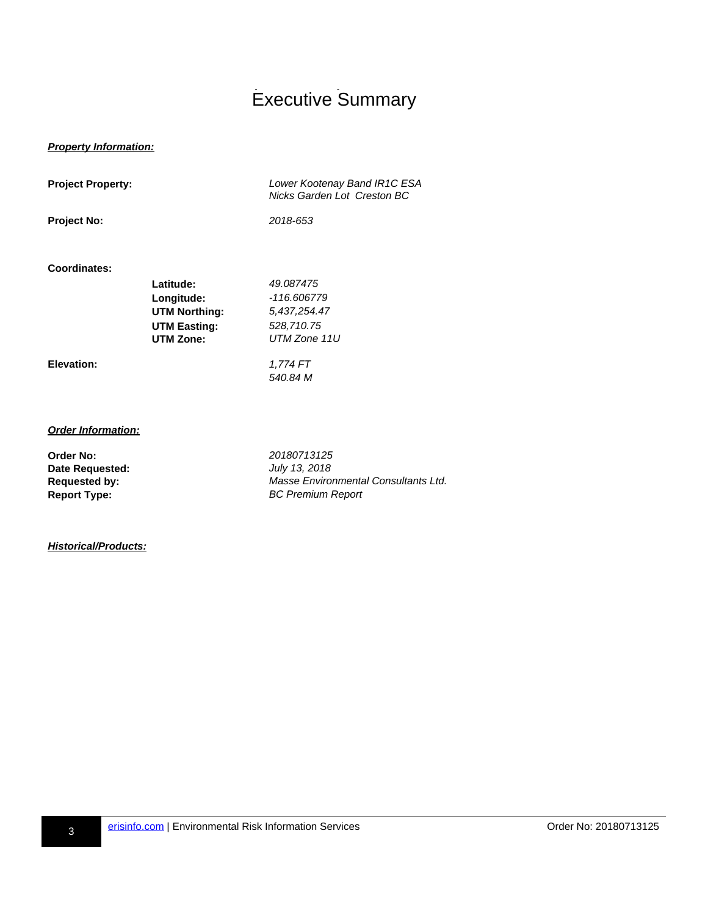# Executive Summary

***Property Information:***

**Project Property:** *Lower Kootenay Band IR1C ESA*
*Nicks Garden Lot Creston BC*

**Project No:** *2018-653*

**Coordinates:**

| | |
|---|---|
| **Latitude:** | *49.087475* |
| **Longitude:** | *-116.606779* |
| **UTM Northing:** | *5,437,254.47* |
| **UTM Easting:** | *528,710.75* |
| **UTM Zone:** | *UTM Zone 11U* |

**Elevation:** *1,774 FT*
*540.84 M*

***Order Information:***

| | |
|---|---|
| **Order No:** | *20180713125* |
| **Date Requested:** | *July 13, 2018* |
| **Requested by:** | *Masse Environmental Consultants Ltd.* |
| **Report Type:** | *BC Premium Report* |

***Historical/Products:***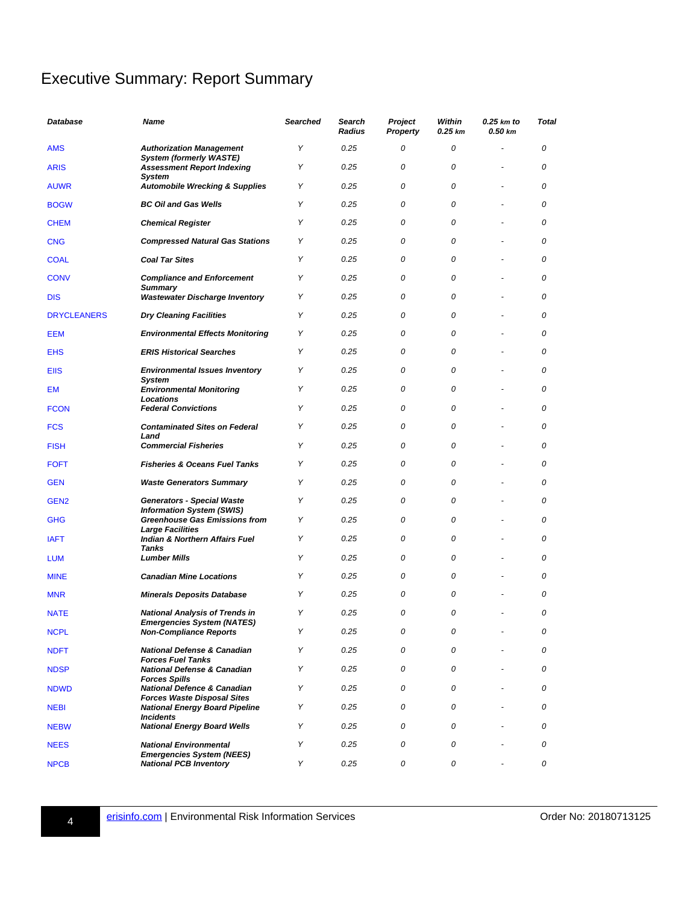# Executive Summary: Report Summary

| Database | Name | Searched | Search Radius | Project Property | Within 0.25 km | 0.25 km to 0.50 km | Total |
|---|---|---|---|---|---|---|---|
| AMS | Authorization Management System (formerly WASTE) | Y | 0.25 | 0 | 0 | - | 0 |
| ARIS | Assessment Report Indexing System | Y | 0.25 | 0 | 0 | - | 0 |
| AUWR | Automobile Wrecking & Supplies | Y | 0.25 | 0 | 0 | - | 0 |
| BOGW | BC Oil and Gas Wells | Y | 0.25 | 0 | 0 | - | 0 |
| CHEM | Chemical Register | Y | 0.25 | 0 | 0 | - | 0 |
| CNG | Compressed Natural Gas Stations | Y | 0.25 | 0 | 0 | - | 0 |
| COAL | Coal Tar Sites | Y | 0.25 | 0 | 0 | - | 0 |
| CONV | Compliance and Enforcement Summary | Y | 0.25 | 0 | 0 | - | 0 |
| DIS | Wastewater Discharge Inventory | Y | 0.25 | 0 | 0 | - | 0 |
| DRYCLEANERS | Dry Cleaning Facilities | Y | 0.25 | 0 | 0 | - | 0 |
| EEM | Environmental Effects Monitoring | Y | 0.25 | 0 | 0 | - | 0 |
| EHS | ERIS Historical Searches | Y | 0.25 | 0 | 0 | - | 0 |
| EIIS | Environmental Issues Inventory System | Y | 0.25 | 0 | 0 | - | 0 |
| EM | Environmental Monitoring Locations | Y | 0.25 | 0 | 0 | - | 0 |
| FCON | Federal Convictions | Y | 0.25 | 0 | 0 | - | 0 |
| FCS | Contaminated Sites on Federal Land | Y | 0.25 | 0 | 0 | - | 0 |
| FISH | Commercial Fisheries | Y | 0.25 | 0 | 0 | - | 0 |
| FOFT | Fisheries & Oceans Fuel Tanks | Y | 0.25 | 0 | 0 | - | 0 |
| GEN | Waste Generators Summary | Y | 0.25 | 0 | 0 | - | 0 |
| GEN2 | Generators - Special Waste Information System (SWIS) | Y | 0.25 | 0 | 0 | - | 0 |
| GHG | Greenhouse Gas Emissions from Large Facilities | Y | 0.25 | 0 | 0 | - | 0 |
| IAFT | Indian & Northern Affairs Fuel Tanks | Y | 0.25 | 0 | 0 | - | 0 |
| LUM | Lumber Mills | Y | 0.25 | 0 | 0 | - | 0 |
| MINE | Canadian Mine Locations | Y | 0.25 | 0 | 0 | - | 0 |
| MNR | Minerals Deposits Database | Y | 0.25 | 0 | 0 | - | 0 |
| NATE | National Analysis of Trends in Emergencies System (NATES) | Y | 0.25 | 0 | 0 | - | 0 |
| NCPL | Non-Compliance Reports | Y | 0.25 | 0 | 0 | - | 0 |
| NDFT | National Defense & Canadian Forces Fuel Tanks | Y | 0.25 | 0 | 0 | - | 0 |
| NDSP | National Defense & Canadian Forces Spills | Y | 0.25 | 0 | 0 | - | 0 |
| NDWD | National Defence & Canadian Forces Waste Disposal Sites | Y | 0.25 | 0 | 0 | - | 0 |
| NEBI | National Energy Board Pipeline Incidents | Y | 0.25 | 0 | 0 | - | 0 |
| NEBW | National Energy Board Wells | Y | 0.25 | 0 | 0 | - | 0 |
| NEES | National Environmental Emergencies System (NEES) | Y | 0.25 | 0 | 0 | - | 0 |
| NPCB | National PCB Inventory | Y | 0.25 | 0 | 0 | - | 0 |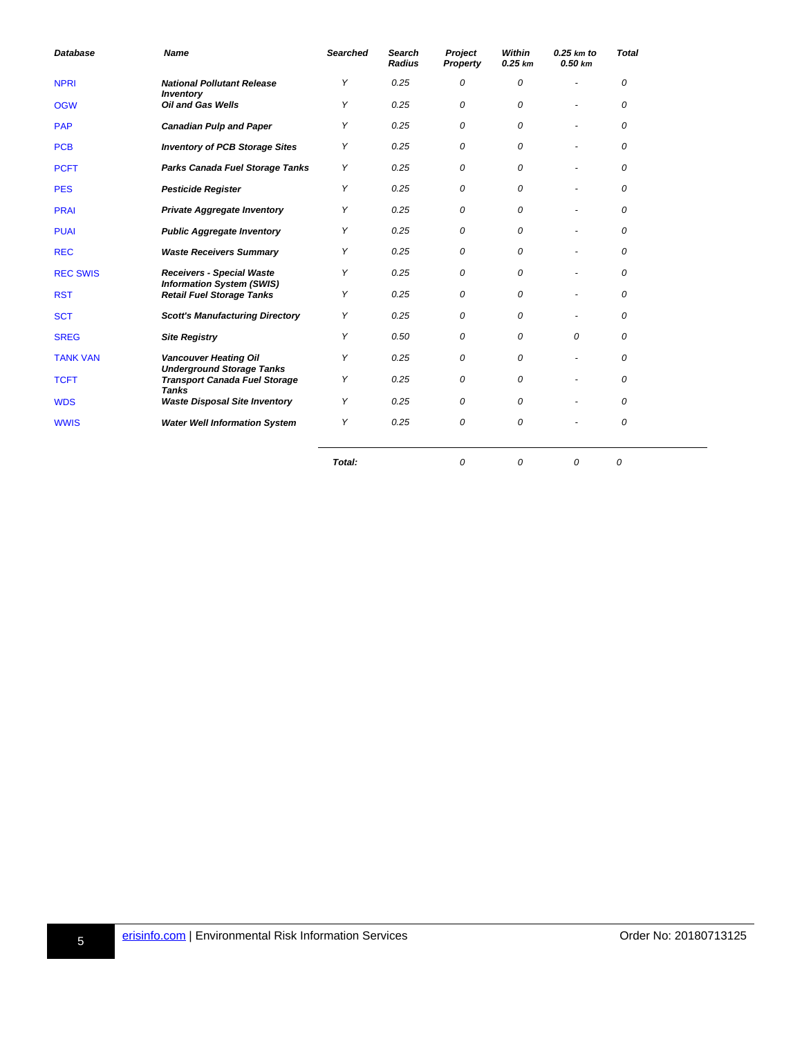| Database | Name | Searched | Search Radius | Project Property | Within 0.25 km | 0.25 km to 0.50 km | Total |
|---|---|---|---|---|---|---|---|
| NPRI | National Pollutant Release Inventory | Y | 0.25 | 0 | 0 | - | 0 |
| OGW | Oil and Gas Wells | Y | 0.25 | 0 | 0 | - | 0 |
| PAP | Canadian Pulp and Paper | Y | 0.25 | 0 | 0 | - | 0 |
| PCB | Inventory of PCB Storage Sites | Y | 0.25 | 0 | 0 | - | 0 |
| PCFT | Parks Canada Fuel Storage Tanks | Y | 0.25 | 0 | 0 | - | 0 |
| PES | Pesticide Register | Y | 0.25 | 0 | 0 | - | 0 |
| PRAI | Private Aggregate Inventory | Y | 0.25 | 0 | 0 | - | 0 |
| PUAI | Public Aggregate Inventory | Y | 0.25 | 0 | 0 | - | 0 |
| REC | Waste Receivers Summary | Y | 0.25 | 0 | 0 | - | 0 |
| REC SWIS | Receivers - Special Waste Information System (SWIS) | Y | 0.25 | 0 | 0 | - | 0 |
| RST | Retail Fuel Storage Tanks | Y | 0.25 | 0 | 0 | - | 0 |
| SCT | Scott's Manufacturing Directory | Y | 0.25 | 0 | 0 | - | 0 |
| SREG | Site Registry | Y | 0.50 | 0 | 0 | 0 | 0 |
| TANK VAN | Vancouver Heating Oil Underground Storage Tanks | Y | 0.25 | 0 | 0 | - | 0 |
| TCFT | Transport Canada Fuel Storage Tanks | Y | 0.25 | 0 | 0 | - | 0 |
| WDS | Waste Disposal Site Inventory | Y | 0.25 | 0 | 0 | - | 0 |
| WWIS | Water Well Information System | Y | 0.25 | 0 | 0 | - | 0 |
| | | Total: | | 0 | 0 | 0 | 0 |

erisinfo.com | Environmental Risk Information Services

Order No: 20180713125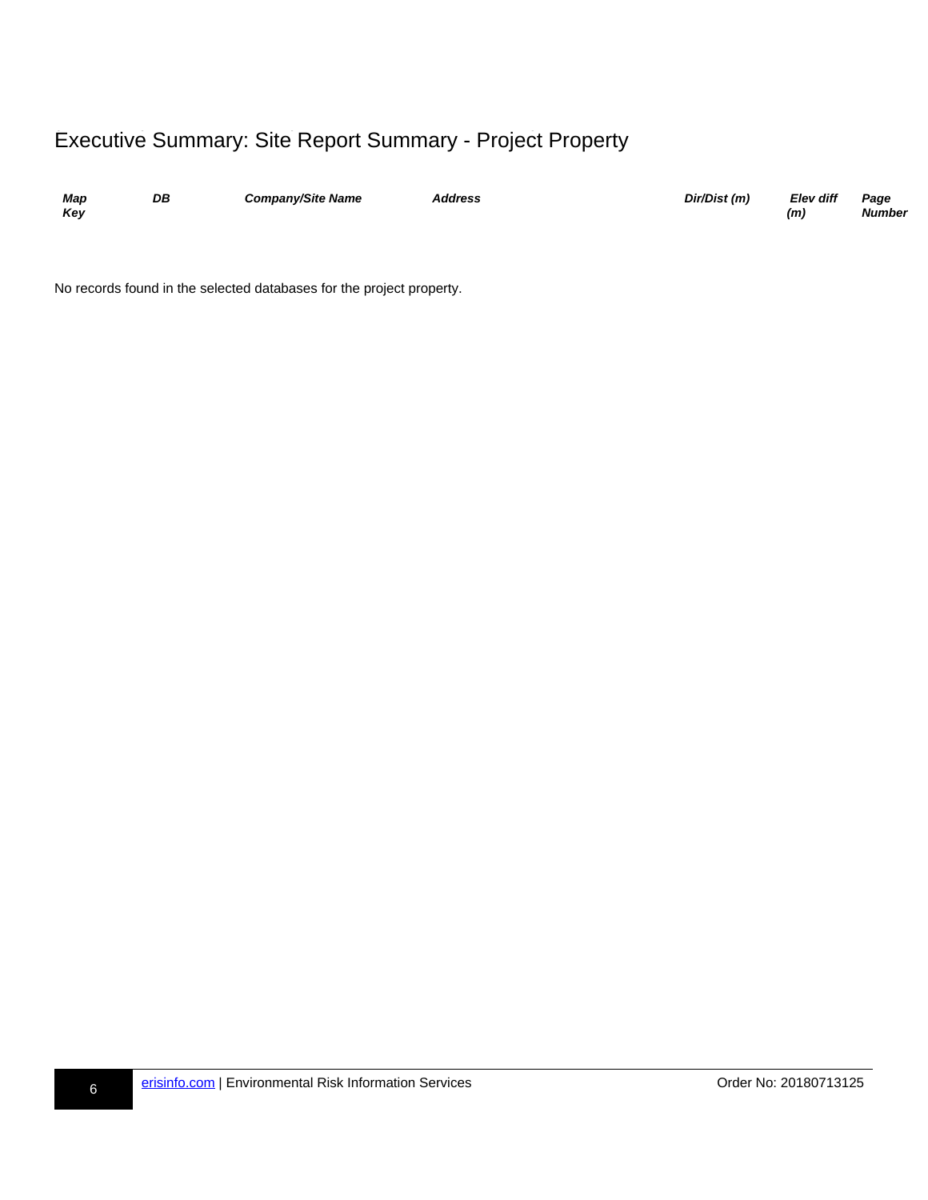# Executive Summary: Site Report Summary - Project Property

| *Map Key* | *DB* | *Company/Site Name* | *Address* | *Dir/Dist (m)* | *Elev diff (m)* | *Page Number* |
|---|---|---|---|---|---|---|

No records found in the selected databases for the project property.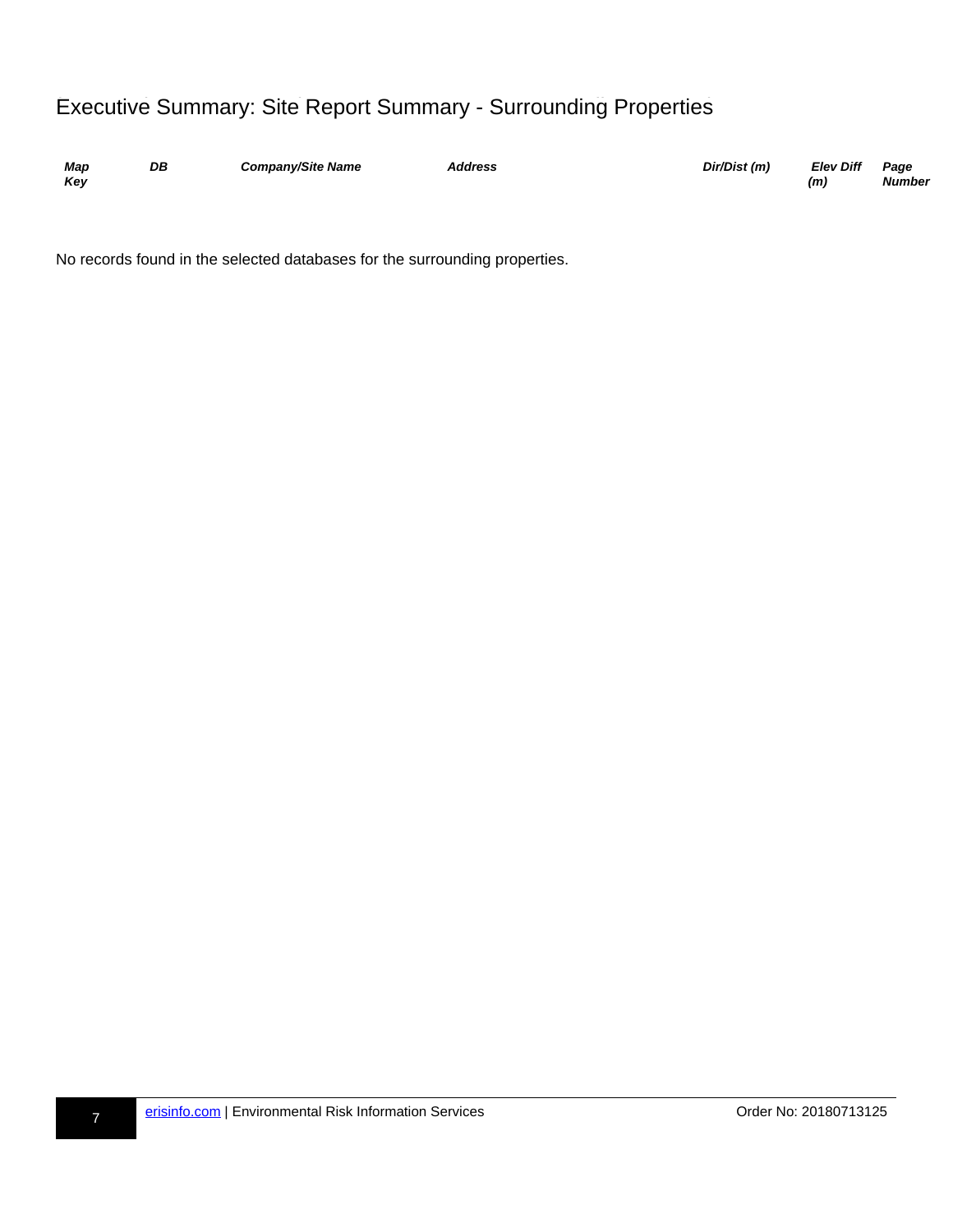# Executive Summary: Site Report Summary - Surrounding Properties

| *Map Key* | *DB* | *Company/Site Name* | *Address* | *Dir/Dist (m)* | *Elev Diff (m)* | *Page Number* |
|---|---|---|---|---|---|---|

No records found in the selected databases for the surrounding properties.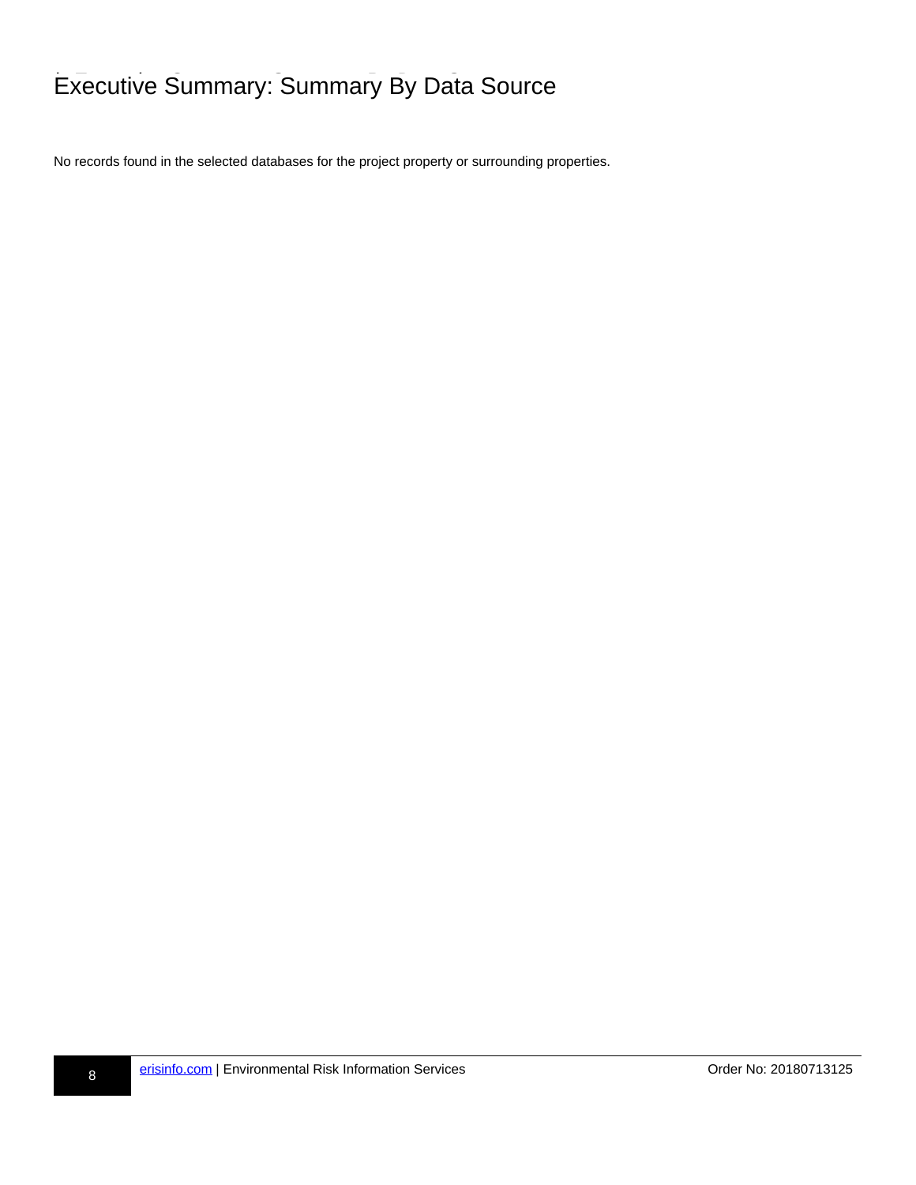# Executive Summary: Summary By Data Source

No records found in the selected databases for the project property or surrounding properties.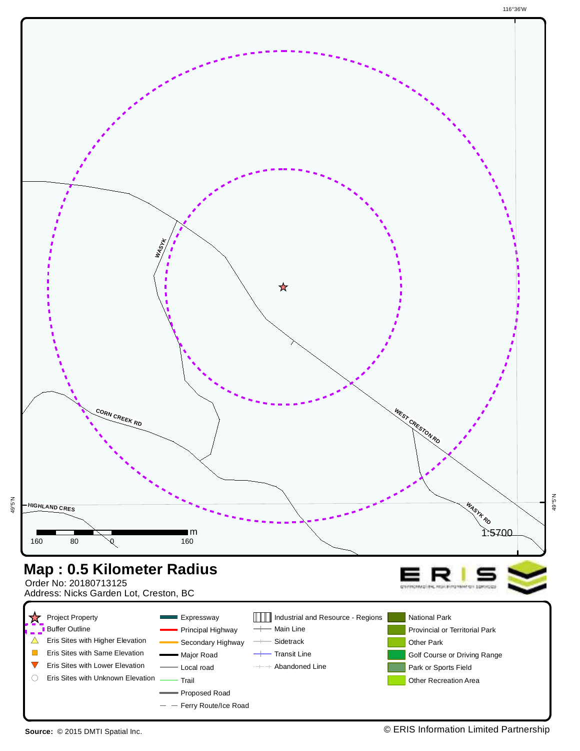116°36'W

49°5'N

WASYK

CORN CREEK RD

WEST CRESTON RD

HIGHLAND CRES

WASYK RD

160 80 0 160 m

1:5700

# Map : 0.5 Kilometer Radius

Order No: 20180713125

Address: Nicks Garden Lot, Creston, BC

ERIS ENVIRONMENTAL RISK INFORMATION SERVICES

- Project Property
- Buffer Outline
- Eris Sites with Higher Elevation
- Eris Sites with Same Elevation
- Eris Sites with Lower Elevation
- Eris Sites with Unknown Elevation
- Expressway
- Principal Highway
- Secondary Highway
- Major Road
- Local road
- Trail
- Proposed Road
- Ferry Route/Ice Road
- Industrial and Resource - Regions
- Main Line
- Sidetrack
- Transit Line
- Abandoned Line
- National Park
- Provincial or Territorial Park
- Other Park
- Golf Course or Driving Range
- Park or Sports Field
- Other Recreation Area

**Source:** © 2015 DMTI Spatial Inc.

© ERIS Information Limited Partnership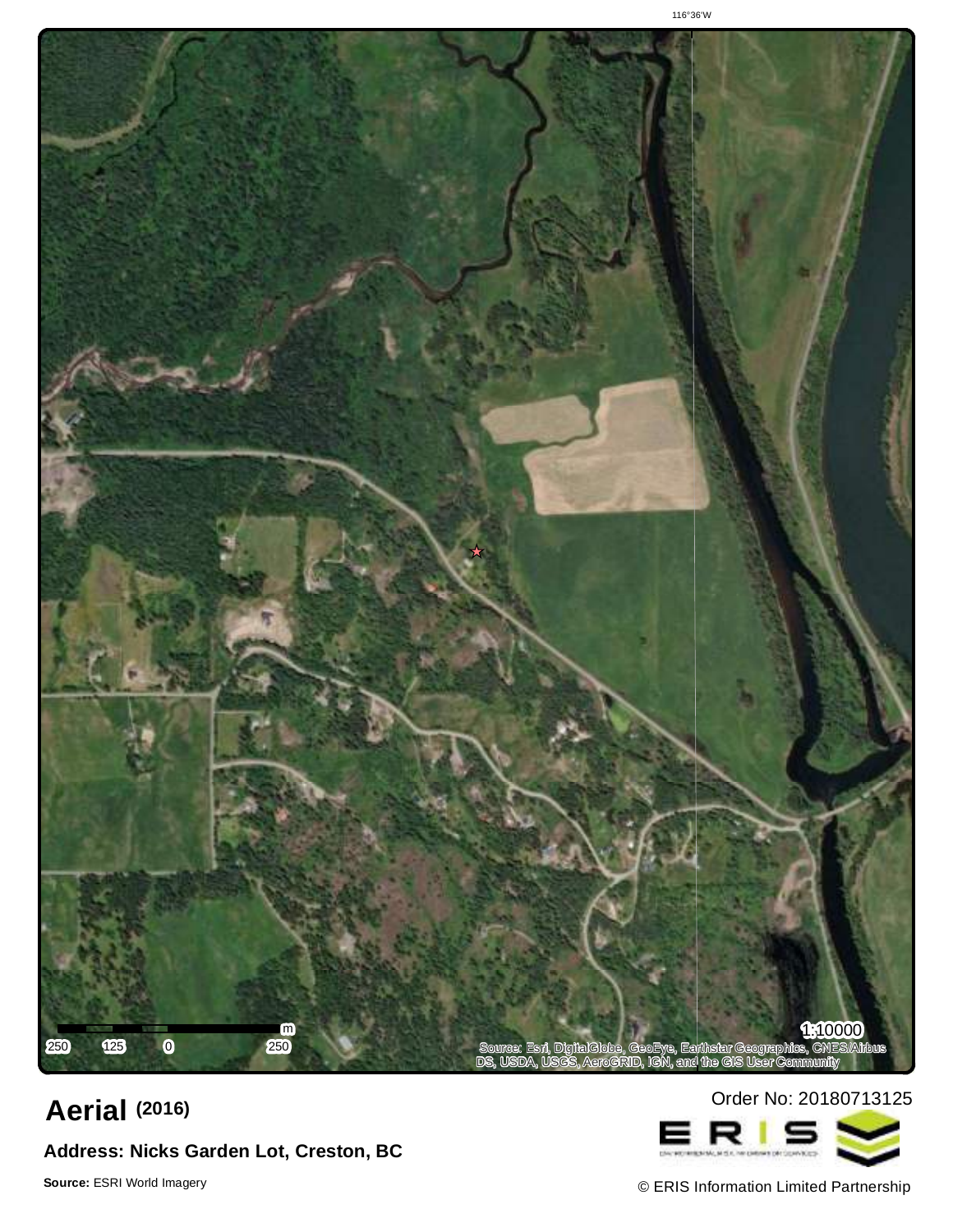116°36'W

250 125 0 250 m

1:10000

Source: Esri, DigitalGlobe, GeoEye, Earthstar Geographics, CNES/Airbus DS, USDA, USGS, AeroGRID, IGN, and the GIS User Community

# Aerial (2016)

Order No: 20180713125

**Address: Nicks Garden Lot, Creston, BC**

**Source:** ESRI World Imagery

ERIS

© ERIS Information Limited Partnership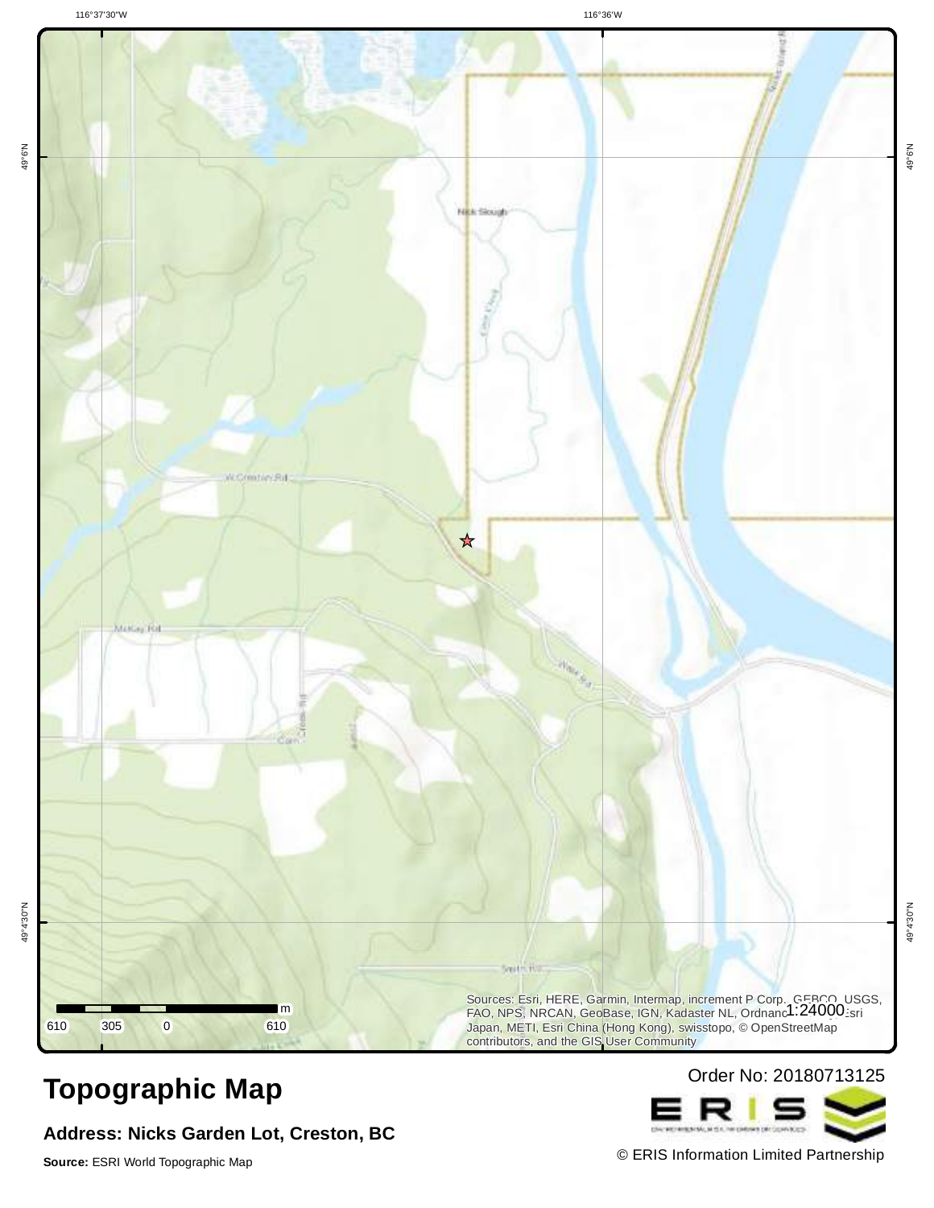116°37'30"W

116°36'W

49°6'N

49°4'30"N

Nick Slough

W Creston Rd

McKay Rd

Wake Rd

Smith Rd

610 305 0 610 m

1:24000

Sources: Esri, HERE, Garmin, Intermap, increment P Corp., GEBCO, USGS, FAO, NPS, NRCAN, GeoBase, IGN, Kadaster NL, Ordnance Survey, Esri Japan, METI, Esri China (Hong Kong), swisstopo, © OpenStreetMap contributors, and the GIS User Community

# Topographic Map

Order No: 20180713125

**Address: Nicks Garden Lot, Creston, BC**

**Source:** ESRI World Topographic Map

© ERIS Information Limited Partnership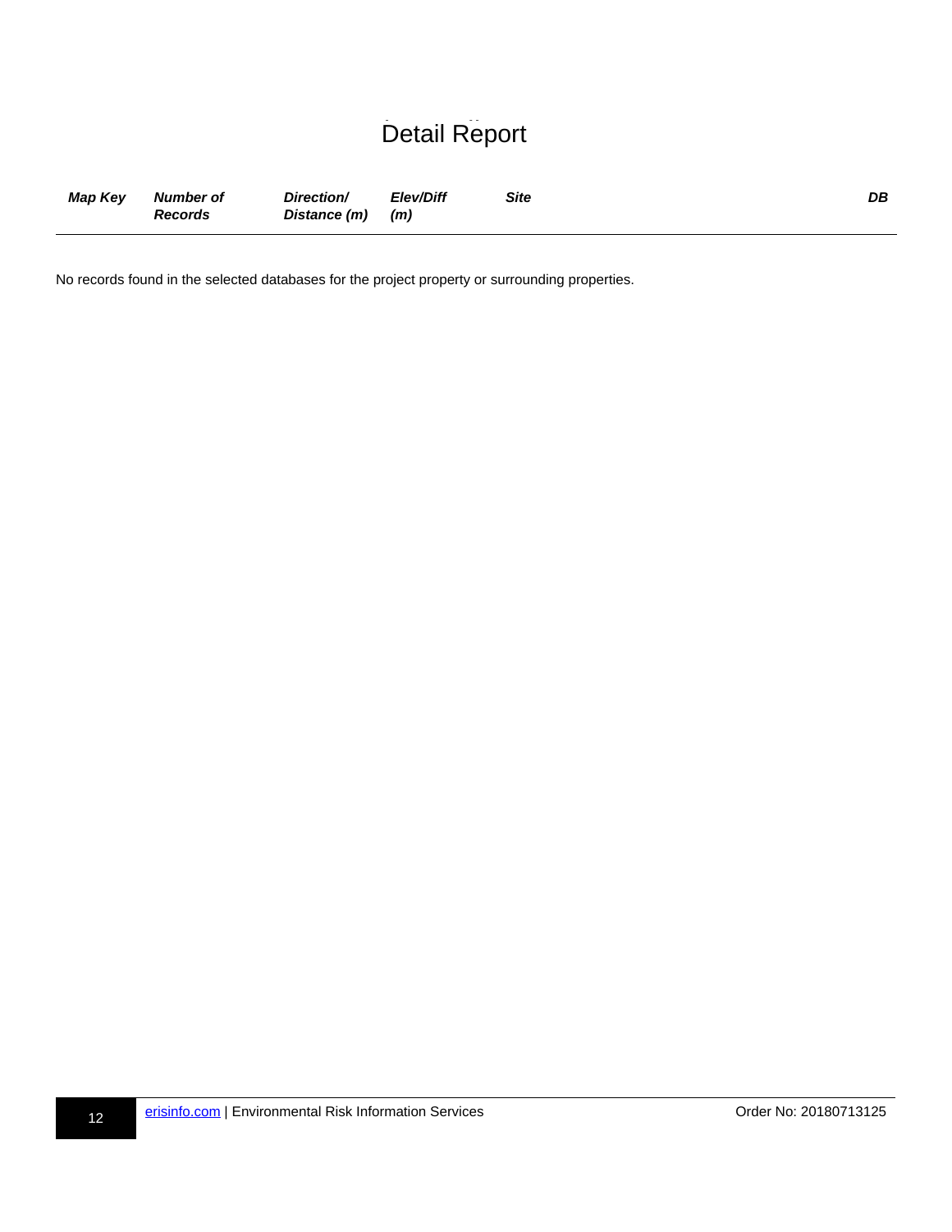# Detail Report

| Map Key | Number of Records | Direction/ Distance (m) | Elev/Diff (m) | Site | DB |
|---|---|---|---|---|---|

No records found in the selected databases for the project property or surrounding properties.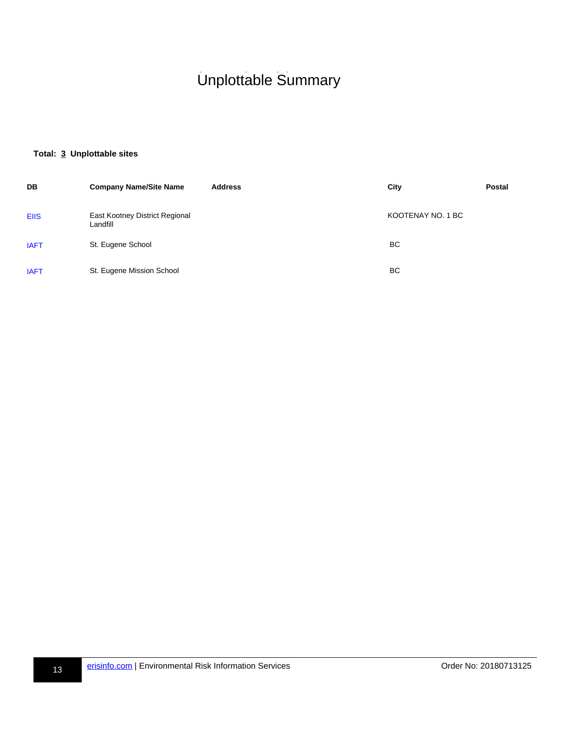# Unplottable Summary

**Total: 3 Unplottable sites**

| DB | Company Name/Site Name | Address | City | Postal |
| --- | --- | --- | --- | --- |
| EIIS | East Kootney District Regional Landfill | | KOOTENAY NO. 1 BC | |
| IAFT | St. Eugene School | | BC | |
| IAFT | St. Eugene Mission School | | BC | |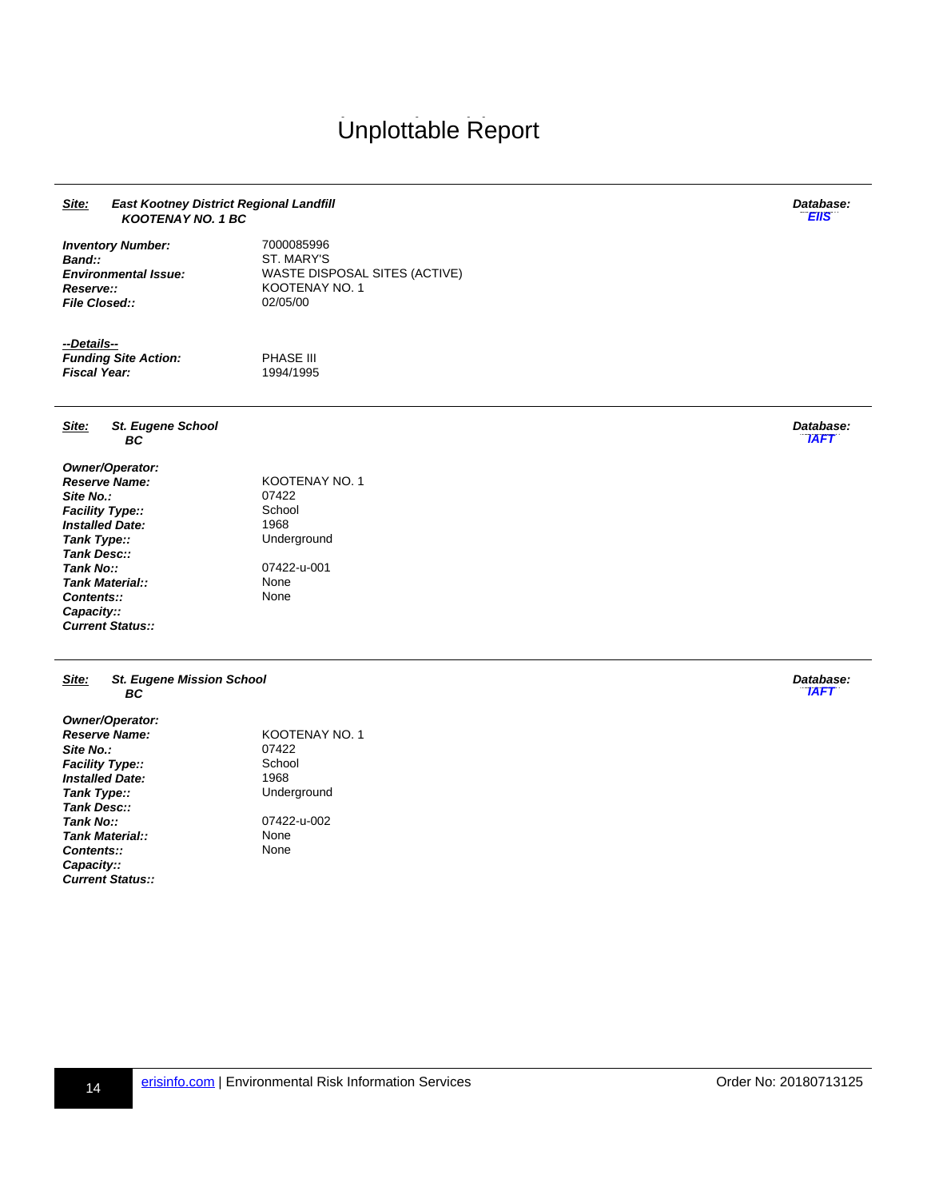# Unplottable Report

---

**Site:** ***East Kootney District Regional Landfill***
***KOOTENAY NO. 1 BC***

**Database:** ***EIIS***

| | |
|---|---|
| ***Inventory Number:*** | 7000085996 |
| ***Band::*** | ST. MARY'S |
| ***Environmental Issue:*** | WASTE DISPOSAL SITES (ACTIVE) |
| ***Reserve::*** | KOOTENAY NO. 1 |
| ***File Closed::*** | 02/05/00 |

***--Details--***

| | |
|---|---|
| ***Funding Site Action:*** | PHASE III |
| ***Fiscal Year:*** | 1994/1995 |

---

**Site:** ***St. Eugene School***
***BC***

**Database:** ***IAFT***

| | |
|---|---|
| ***Owner/Operator:*** | |
| ***Reserve Name:*** | KOOTENAY NO. 1 |
| ***Site No.:*** | 07422 |
| ***Facility Type::*** | School |
| ***Installed Date:*** | 1968 |
| ***Tank Type::*** | Underground |
| ***Tank Desc::*** | |
| ***Tank No::*** | 07422-u-001 |
| ***Tank Material::*** | None |
| ***Contents::*** | None |
| ***Capacity::*** | |
| ***Current Status::*** | |

---

**Site:** ***St. Eugene Mission School***
***BC***

**Database:** ***IAFT***

| | |
|---|---|
| ***Owner/Operator:*** | |
| ***Reserve Name:*** | KOOTENAY NO. 1 |
| ***Site No.:*** | 07422 |
| ***Facility Type::*** | School |
| ***Installed Date:*** | 1968 |
| ***Tank Type::*** | Underground |
| ***Tank Desc::*** | |
| ***Tank No::*** | 07422-u-002 |
| ***Tank Material::*** | None |
| ***Contents::*** | None |
| ***Capacity::*** | |
| ***Current Status::*** | |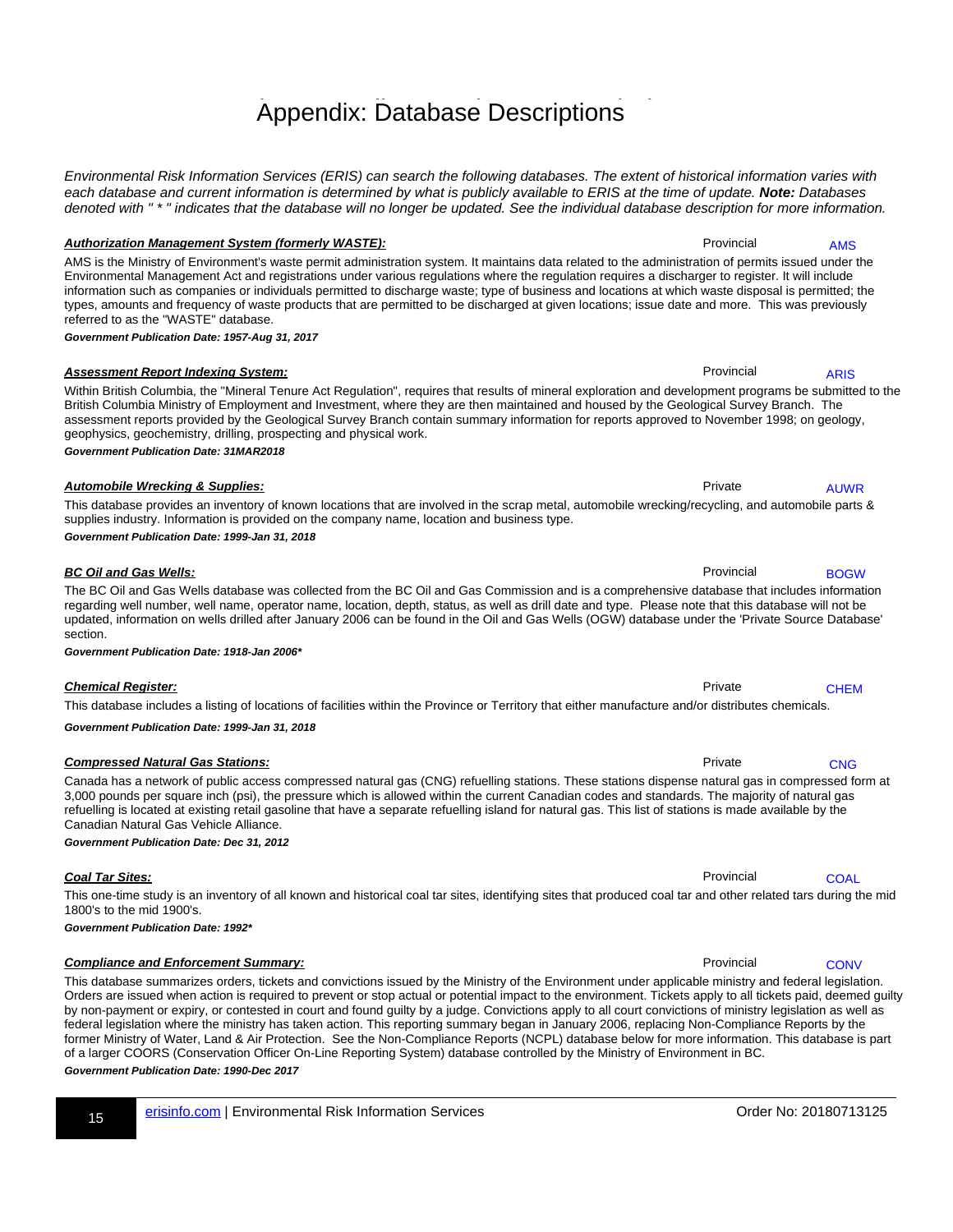# Appendix: Database Descriptions

*Environmental Risk Information Services (ERIS) can search the following databases. The extent of historical information varies with each database and current information is determined by what is publicly available to ERIS at the time of update.* ***Note:*** *Databases denoted with " * " indicates that the database will no longer be updated. See the individual database description for more information.*

***Authorization Management System (formerly WASTE):*** Provincial AMS

AMS is the Ministry of Environment's waste permit administration system. It maintains data related to the administration of permits issued under the Environmental Management Act and registrations under various regulations where the regulation requires a discharger to register. It will include information such as companies or individuals permitted to discharge waste; type of business and locations at which waste disposal is permitted; the types, amounts and frequency of waste products that are permitted to be discharged at given locations; issue date and more. This was previously referred to as the "WASTE" database.

***Government Publication Date: 1957-Aug 31, 2017***

***Assessment Report Indexing System:*** Provincial ARIS

Within British Columbia, the "Mineral Tenure Act Regulation", requires that results of mineral exploration and development programs be submitted to the British Columbia Ministry of Employment and Investment, where they are then maintained and housed by the Geological Survey Branch. The assessment reports provided by the Geological Survey Branch contain summary information for reports approved to November 1998; on geology, geophysics, geochemistry, drilling, prospecting and physical work.

***Government Publication Date: 31MAR2018***

***Automobile Wrecking & Supplies:*** Private AUWR

This database provides an inventory of known locations that are involved in the scrap metal, automobile wrecking/recycling, and automobile parts & supplies industry. Information is provided on the company name, location and business type.

***Government Publication Date: 1999-Jan 31, 2018***

***BC Oil and Gas Wells:*** Provincial BOGW

The BC Oil and Gas Wells database was collected from the BC Oil and Gas Commission and is a comprehensive database that includes information regarding well number, well name, operator name, location, depth, status, as well as drill date and type. Please note that this database will not be updated, information on wells drilled after January 2006 can be found in the Oil and Gas Wells (OGW) database under the 'Private Source Database' section.

***Government Publication Date: 1918-Jan 2006****

***Chemical Register:*** Private CHEM

This database includes a listing of locations of facilities within the Province or Territory that either manufacture and/or distributes chemicals.

***Government Publication Date: 1999-Jan 31, 2018***

***Compressed Natural Gas Stations:*** Private CNG

Canada has a network of public access compressed natural gas (CNG) refuelling stations. These stations dispense natural gas in compressed form at 3,000 pounds per square inch (psi), the pressure which is allowed within the current Canadian codes and standards. The majority of natural gas refuelling is located at existing retail gasoline that have a separate refuelling island for natural gas. This list of stations is made available by the Canadian Natural Gas Vehicle Alliance.

***Government Publication Date: Dec 31, 2012***

***Coal Tar Sites:*** Provincial COAL

This one-time study is an inventory of all known and historical coal tar sites, identifying sites that produced coal tar and other related tars during the mid 1800's to the mid 1900's.

***Government Publication Date: 1992****

***Compliance and Enforcement Summary:*** Provincial CONV

This database summarizes orders, tickets and convictions issued by the Ministry of the Environment under applicable ministry and federal legislation. Orders are issued when action is required to prevent or stop actual or potential impact to the environment. Tickets apply to all tickets paid, deemed guilty by non-payment or expiry, or contested in court and found guilty by a judge. Convictions apply to all court convictions of ministry legislation as well as federal legislation where the ministry has taken action. This reporting summary began in January 2006, replacing Non-Compliance Reports by the former Ministry of Water, Land & Air Protection. See the Non-Compliance Reports (NCPL) database below for more information. This database is part of a larger COORS (Conservation Officer On-Line Reporting System) database controlled by the Ministry of Environment in BC.

***Government Publication Date: 1990-Dec 2017***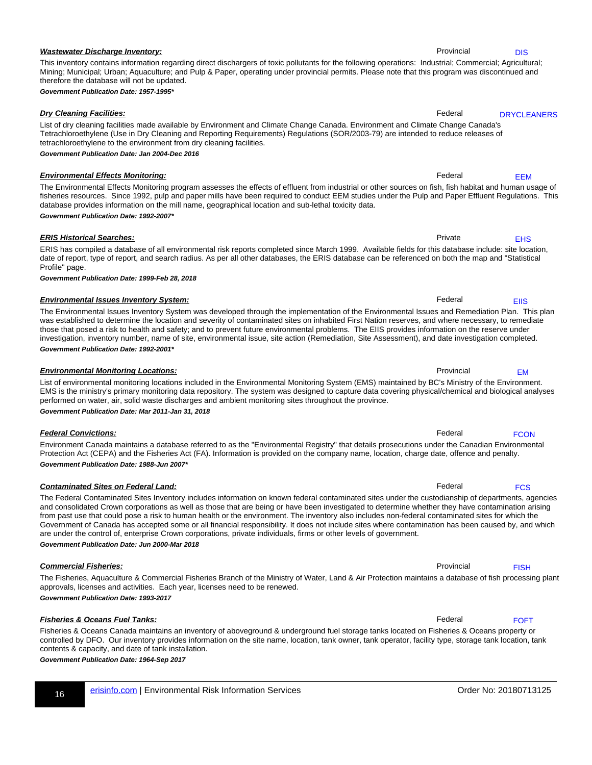***Wastewater Discharge Inventory:*** Provincial DIS

This inventory contains information regarding direct dischargers of toxic pollutants for the following operations: Industrial; Commercial; Agricultural; Mining; Municipal; Urban; Aquaculture; and Pulp & Paper, operating under provincial permits. Please note that this program was discontinued and therefore the database will not be updated.

***Government Publication Date: 1957-1995****

***Dry Cleaning Facilities:*** Federal DRYCLEANERS

List of dry cleaning facilities made available by Environment and Climate Change Canada. Environment and Climate Change Canada's Tetrachloroethylene (Use in Dry Cleaning and Reporting Requirements) Regulations (SOR/2003-79) are intended to reduce releases of tetrachloroethylene to the environment from dry cleaning facilities.

***Government Publication Date: Jan 2004-Dec 2016***

***Environmental Effects Monitoring:*** Federal EEM

The Environmental Effects Monitoring program assesses the effects of effluent from industrial or other sources on fish, fish habitat and human usage of fisheries resources. Since 1992, pulp and paper mills have been required to conduct EEM studies under the Pulp and Paper Effluent Regulations. This database provides information on the mill name, geographical location and sub-lethal toxicity data.

***Government Publication Date: 1992-2007****

***ERIS Historical Searches:*** Private EHS

ERIS has compiled a database of all environmental risk reports completed since March 1999. Available fields for this database include: site location, date of report, type of report, and search radius. As per all other databases, the ERIS database can be referenced on both the map and "Statistical Profile" page.

***Government Publication Date: 1999-Feb 28, 2018***

***Environmental Issues Inventory System:*** Federal EIIS

The Environmental Issues Inventory System was developed through the implementation of the Environmental Issues and Remediation Plan. This plan was established to determine the location and severity of contaminated sites on inhabited First Nation reserves, and where necessary, to remediate those that posed a risk to health and safety; and to prevent future environmental problems. The EIIS provides information on the reserve under investigation, inventory number, name of site, environmental issue, site action (Remediation, Site Assessment), and date investigation completed.

***Government Publication Date: 1992-2001****

***Environmental Monitoring Locations:*** Provincial EM

List of environmental monitoring locations included in the Environmental Monitoring System (EMS) maintained by BC's Ministry of the Environment. EMS is the ministry's primary monitoring data repository. The system was designed to capture data covering physical/chemical and biological analyses performed on water, air, solid waste discharges and ambient monitoring sites throughout the province.

***Government Publication Date: Mar 2011-Jan 31, 2018***

***Federal Convictions:*** Federal FCON

Environment Canada maintains a database referred to as the "Environmental Registry" that details prosecutions under the Canadian Environmental Protection Act (CEPA) and the Fisheries Act (FA). Information is provided on the company name, location, charge date, offence and penalty.

***Government Publication Date: 1988-Jun 2007****

***Contaminated Sites on Federal Land:*** Federal FCS

The Federal Contaminated Sites Inventory includes information on known federal contaminated sites under the custodianship of departments, agencies and consolidated Crown corporations as well as those that are being or have been investigated to determine whether they have contamination arising from past use that could pose a risk to human health or the environment. The inventory also includes non-federal contaminated sites for which the Government of Canada has accepted some or all financial responsibility. It does not include sites where contamination has been caused by, and which are under the control of, enterprise Crown corporations, private individuals, firms or other levels of government.

***Government Publication Date: Jun 2000-Mar 2018***

***Commercial Fisheries:*** Provincial FISH

The Fisheries, Aquaculture & Commercial Fisheries Branch of the Ministry of Water, Land & Air Protection maintains a database of fish processing plant approvals, licenses and activities. Each year, licenses need to be renewed.

***Government Publication Date: 1993-2017***

***Fisheries & Oceans Fuel Tanks:*** Federal FOFT

Fisheries & Oceans Canada maintains an inventory of aboveground & underground fuel storage tanks located on Fisheries & Oceans property or controlled by DFO. Our inventory provides information on the site name, location, tank owner, tank operator, facility type, storage tank location, tank contents & capacity, and date of tank installation.

***Government Publication Date: 1964-Sep 2017***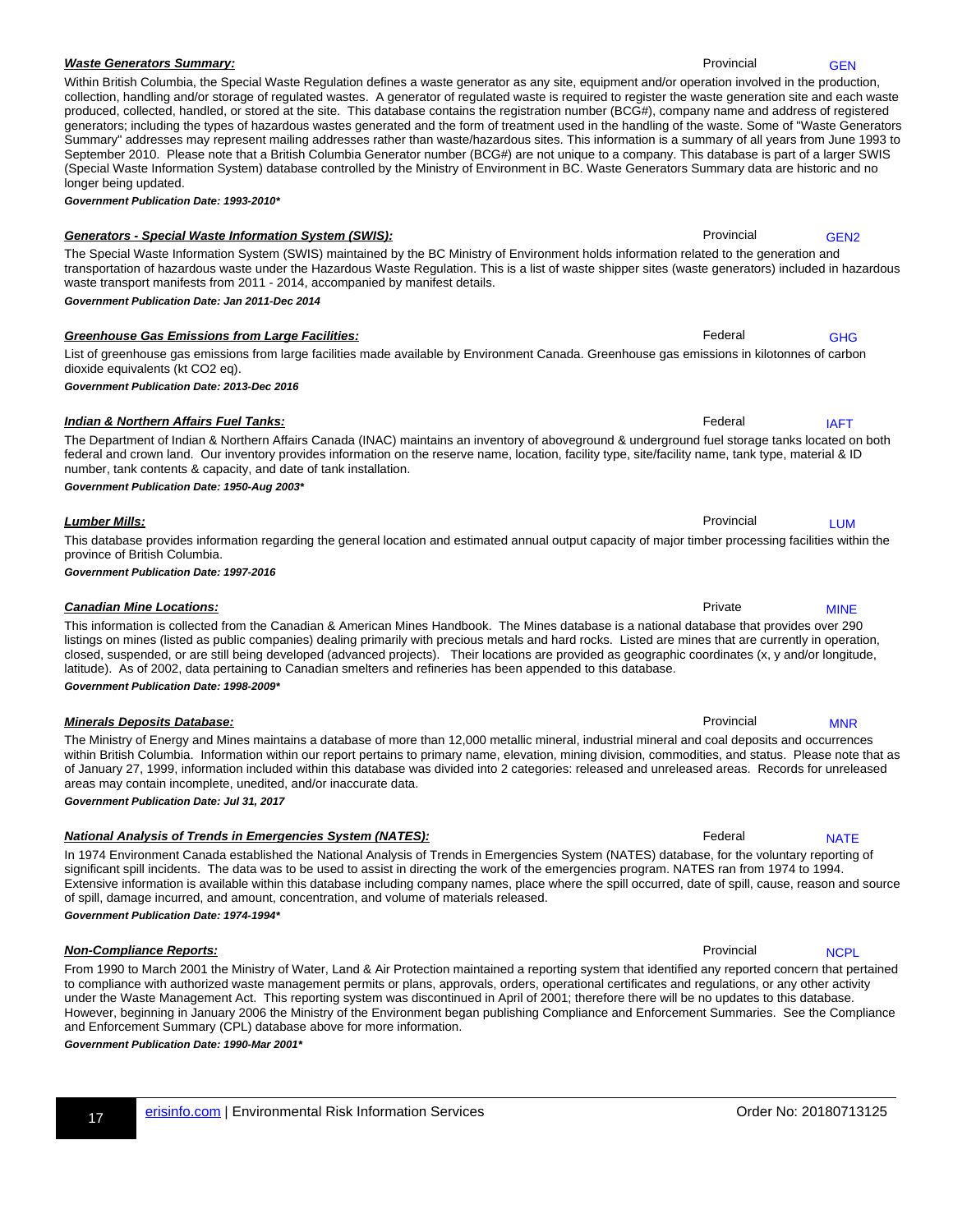***Waste Generators Summary:*** Provincial GEN

Within British Columbia, the Special Waste Regulation defines a waste generator as any site, equipment and/or operation involved in the production, collection, handling and/or storage of regulated wastes. A generator of regulated waste is required to register the waste generation site and each waste produced, collected, handled, or stored at the site. This database contains the registration number (BCG#), company name and address of registered generators; including the types of hazardous wastes generated and the form of treatment used in the handling of the waste. Some of "Waste Generators Summary" addresses may represent mailing addresses rather than waste/hazardous sites. This information is a summary of all years from June 1993 to September 2010. Please note that a British Columbia Generator number (BCG#) are not unique to a company. This database is part of a larger SWIS (Special Waste Information System) database controlled by the Ministry of Environment in BC. Waste Generators Summary data are historic and no longer being updated.

***Government Publication Date: 1993-2010****

***Generators - Special Waste Information System (SWIS):*** Provincial GEN2

The Special Waste Information System (SWIS) maintained by the BC Ministry of Environment holds information related to the generation and transportation of hazardous waste under the Hazardous Waste Regulation. This is a list of waste shipper sites (waste generators) included in hazardous waste transport manifests from 2011 - 2014, accompanied by manifest details.

***Government Publication Date: Jan 2011-Dec 2014***

***Greenhouse Gas Emissions from Large Facilities:*** Federal GHG

List of greenhouse gas emissions from large facilities made available by Environment Canada. Greenhouse gas emissions in kilotonnes of carbon dioxide equivalents (kt CO2 eq).

***Government Publication Date: 2013-Dec 2016***

***Indian & Northern Affairs Fuel Tanks:*** Federal IAFT

The Department of Indian & Northern Affairs Canada (INAC) maintains an inventory of aboveground & underground fuel storage tanks located on both federal and crown land. Our inventory provides information on the reserve name, location, facility type, site/facility name, tank type, material & ID number, tank contents & capacity, and date of tank installation.

***Government Publication Date: 1950-Aug 2003****

***Lumber Mills:*** Provincial LUM

This database provides information regarding the general location and estimated annual output capacity of major timber processing facilities within the province of British Columbia.

***Government Publication Date: 1997-2016***

***Canadian Mine Locations:*** Private MINE

This information is collected from the Canadian & American Mines Handbook. The Mines database is a national database that provides over 290 listings on mines (listed as public companies) dealing primarily with precious metals and hard rocks. Listed are mines that are currently in operation, closed, suspended, or are still being developed (advanced projects). Their locations are provided as geographic coordinates (x, y and/or longitude, latitude). As of 2002, data pertaining to Canadian smelters and refineries has been appended to this database.

***Government Publication Date: 1998-2009****

***Minerals Deposits Database:*** Provincial MNR

The Ministry of Energy and Mines maintains a database of more than 12,000 metallic mineral, industrial mineral and coal deposits and occurrences within British Columbia. Information within our report pertains to primary name, elevation, mining division, commodities, and status. Please note that as of January 27, 1999, information included within this database was divided into 2 categories: released and unreleased areas. Records for unreleased areas may contain incomplete, unedited, and/or inaccurate data.

***Government Publication Date: Jul 31, 2017***

***National Analysis of Trends in Emergencies System (NATES):*** Federal NATE

In 1974 Environment Canada established the National Analysis of Trends in Emergencies System (NATES) database, for the voluntary reporting of significant spill incidents. The data was to be used to assist in directing the work of the emergencies program. NATES ran from 1974 to 1994. Extensive information is available within this database including company names, place where the spill occurred, date of spill, cause, reason and source of spill, damage incurred, and amount, concentration, and volume of materials released.

***Government Publication Date: 1974-1994****

***Non-Compliance Reports:*** Provincial NCPL

From 1990 to March 2001 the Ministry of Water, Land & Air Protection maintained a reporting system that identified any reported concern that pertained to compliance with authorized waste management permits or plans, approvals, orders, operational certificates and regulations, or any other activity under the Waste Management Act. This reporting system was discontinued in April of 2001; therefore there will be no updates to this database. However, beginning in January 2006 the Ministry of the Environment began publishing Compliance and Enforcement Summaries. See the Compliance and Enforcement Summary (CPL) database above for more information.

***Government Publication Date: 1990-Mar 2001****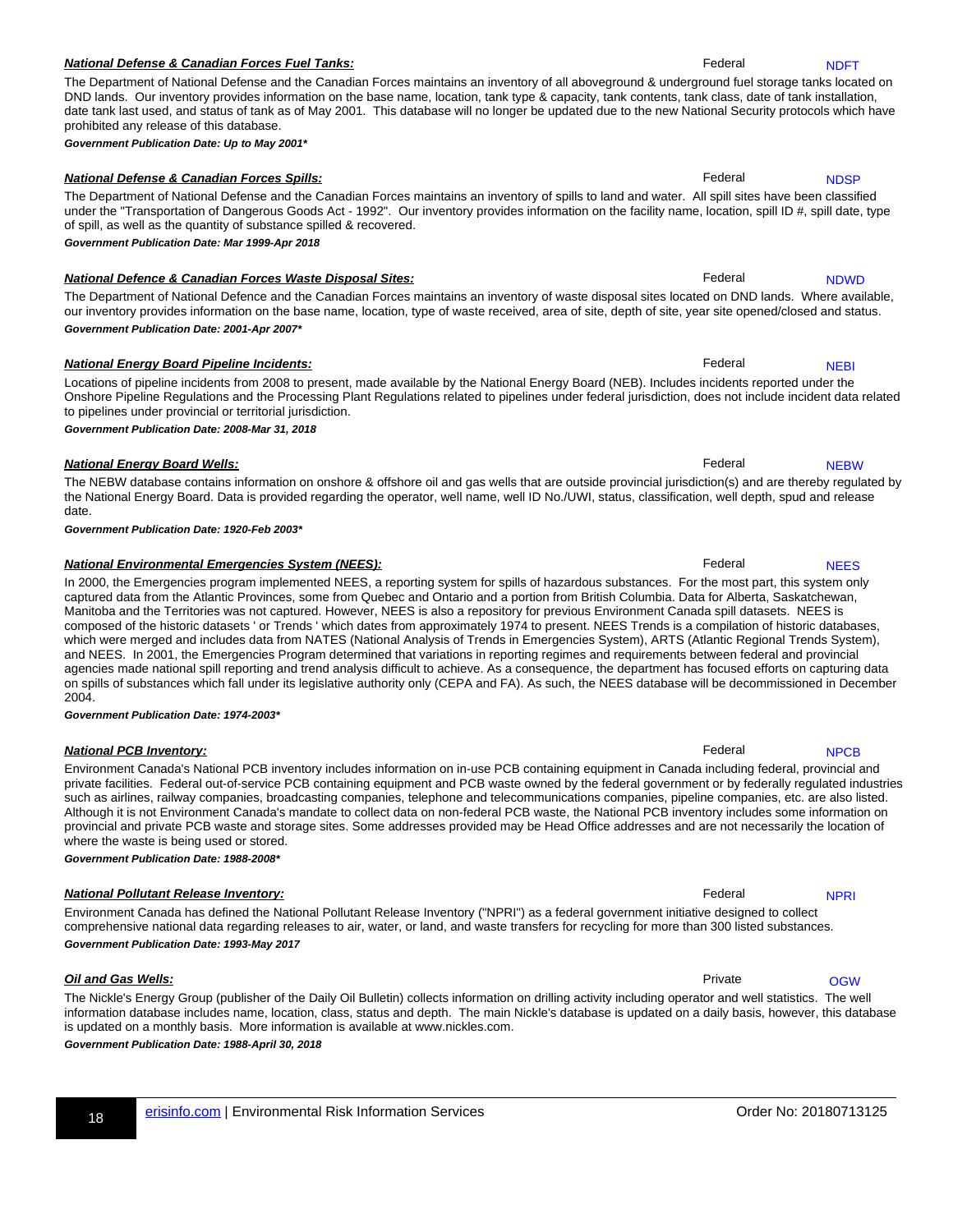***National Defense & Canadian Forces Fuel Tanks:*** Federal NDFT

The Department of National Defense and the Canadian Forces maintains an inventory of all aboveground & underground fuel storage tanks located on DND lands. Our inventory provides information on the base name, location, tank type & capacity, tank contents, tank class, date of tank installation, date tank last used, and status of tank as of May 2001. This database will no longer be updated due to the new National Security protocols which have prohibited any release of this database.

***Government Publication Date: Up to May 2001****

***National Defense & Canadian Forces Spills:*** Federal NDSP

The Department of National Defense and the Canadian Forces maintains an inventory of spills to land and water. All spill sites have been classified under the "Transportation of Dangerous Goods Act - 1992". Our inventory provides information on the facility name, location, spill ID #, spill date, type of spill, as well as the quantity of substance spilled & recovered.

***Government Publication Date: Mar 1999-Apr 2018***

***National Defence & Canadian Forces Waste Disposal Sites:*** Federal NDWD

The Department of National Defence and the Canadian Forces maintains an inventory of waste disposal sites located on DND lands. Where available, our inventory provides information on the base name, location, type of waste received, area of site, depth of site, year site opened/closed and status.

***Government Publication Date: 2001-Apr 2007****

***National Energy Board Pipeline Incidents:*** Federal NEBI

Locations of pipeline incidents from 2008 to present, made available by the National Energy Board (NEB). Includes incidents reported under the Onshore Pipeline Regulations and the Processing Plant Regulations related to pipelines under federal jurisdiction, does not include incident data related to pipelines under provincial or territorial jurisdiction.

***Government Publication Date: 2008-Mar 31, 2018***

***National Energy Board Wells:*** Federal NEBW

The NEBW database contains information on onshore & offshore oil and gas wells that are outside provincial jurisdiction(s) and are thereby regulated by the National Energy Board. Data is provided regarding the operator, well name, well ID No./UWI, status, classification, well depth, spud and release date.

***Government Publication Date: 1920-Feb 2003****

***National Environmental Emergencies System (NEES):*** Federal NEES

In 2000, the Emergencies program implemented NEES, a reporting system for spills of hazardous substances. For the most part, this system only captured data from the Atlantic Provinces, some from Quebec and Ontario and a portion from British Columbia. Data for Alberta, Saskatchewan, Manitoba and the Territories was not captured. However, NEES is also a repository for previous Environment Canada spill datasets. NEES is composed of the historic datasets ' or Trends ' which dates from approximately 1974 to present. NEES Trends is a compilation of historic databases, which were merged and includes data from NATES (National Analysis of Trends in Emergencies System), ARTS (Atlantic Regional Trends System), and NEES. In 2001, the Emergencies Program determined that variations in reporting regimes and requirements between federal and provincial agencies made national spill reporting and trend analysis difficult to achieve. As a consequence, the department has focused efforts on capturing data on spills of substances which fall under its legislative authority only (CEPA and FA). As such, the NEES database will be decommissioned in December 2004.

***Government Publication Date: 1974-2003****

***National PCB Inventory:*** Federal NPCB

Environment Canada's National PCB inventory includes information on in-use PCB containing equipment in Canada including federal, provincial and private facilities. Federal out-of-service PCB containing equipment and PCB waste owned by the federal government or by federally regulated industries such as airlines, railway companies, broadcasting companies, telephone and telecommunications companies, pipeline companies, etc. are also listed. Although it is not Environment Canada's mandate to collect data on non-federal PCB waste, the National PCB inventory includes some information on provincial and private PCB waste and storage sites. Some addresses provided may be Head Office addresses and are not necessarily the location of where the waste is being used or stored.

***Government Publication Date: 1988-2008****

***National Pollutant Release Inventory:*** Federal NPRI

Environment Canada has defined the National Pollutant Release Inventory ("NPRI") as a federal government initiative designed to collect comprehensive national data regarding releases to air, water, or land, and waste transfers for recycling for more than 300 listed substances.

***Government Publication Date: 1993-May 2017***

***Oil and Gas Wells:*** Private OGW

The Nickle's Energy Group (publisher of the Daily Oil Bulletin) collects information on drilling activity including operator and well statistics. The well information database includes name, location, class, status and depth. The main Nickle's database is updated on a daily basis, however, this database is updated on a monthly basis. More information is available at www.nickles.com.

***Government Publication Date: 1988-April 30, 2018***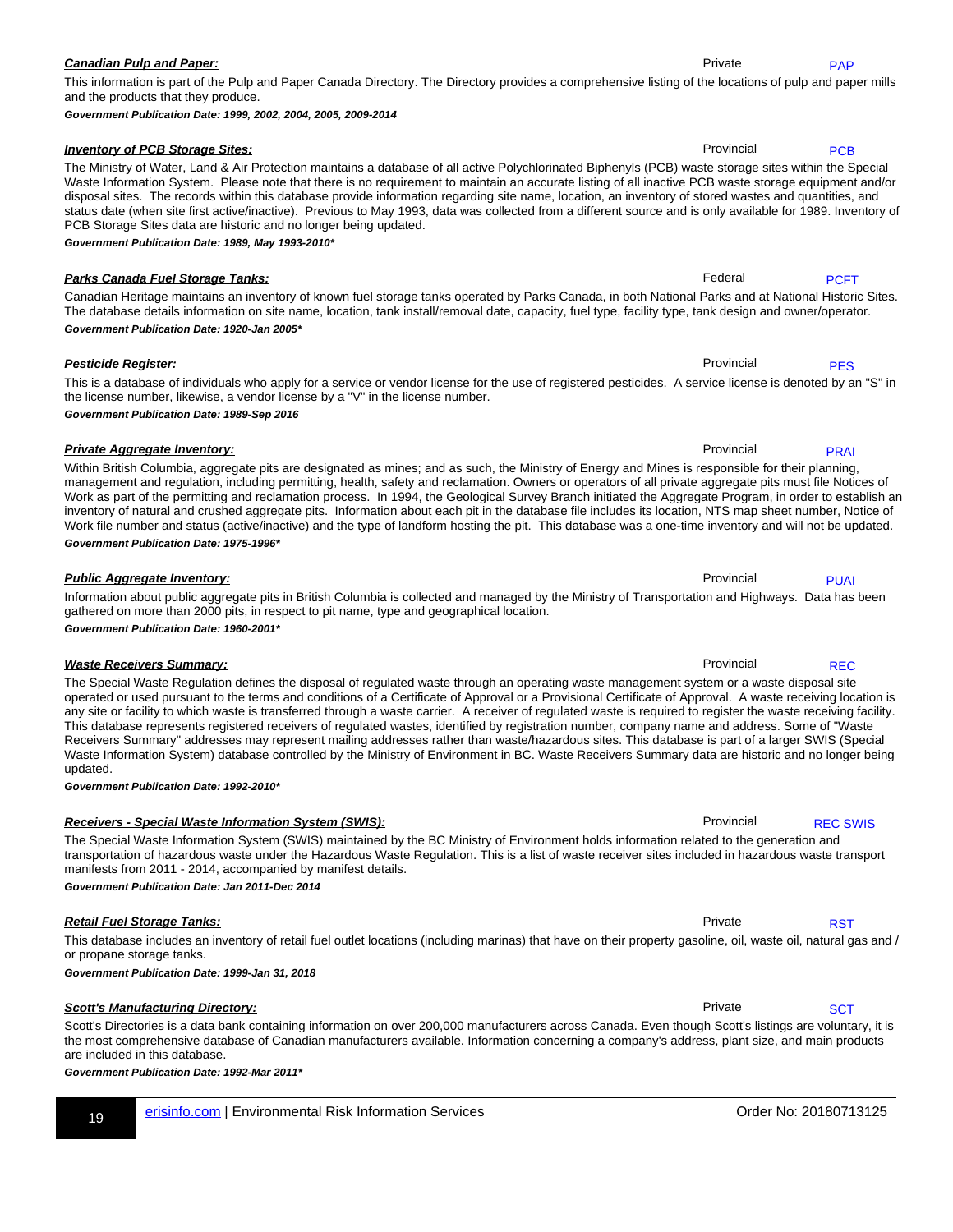***Canadian Pulp and Paper:*** Private PAP

This information is part of the Pulp and Paper Canada Directory. The Directory provides a comprehensive listing of the locations of pulp and paper mills and the products that they produce.

***Government Publication Date: 1999, 2002, 2004, 2005, 2009-2014***

***Inventory of PCB Storage Sites:*** Provincial PCB

The Ministry of Water, Land & Air Protection maintains a database of all active Polychlorinated Biphenyls (PCB) waste storage sites within the Special Waste Information System. Please note that there is no requirement to maintain an accurate listing of all inactive PCB waste storage equipment and/or disposal sites. The records within this database provide information regarding site name, location, an inventory of stored wastes and quantities, and status date (when site first active/inactive). Previous to May 1993, data was collected from a different source and is only available for 1989. Inventory of PCB Storage Sites data are historic and no longer being updated.

***Government Publication Date: 1989, May 1993-2010****

***Parks Canada Fuel Storage Tanks:*** Federal PCFT

Canadian Heritage maintains an inventory of known fuel storage tanks operated by Parks Canada, in both National Parks and at National Historic Sites. The database details information on site name, location, tank install/removal date, capacity, fuel type, facility type, tank design and owner/operator.

***Government Publication Date: 1920-Jan 2005****

***Pesticide Register:*** Provincial PES

This is a database of individuals who apply for a service or vendor license for the use of registered pesticides. A service license is denoted by an "S" in the license number, likewise, a vendor license by a "V" in the license number.

***Government Publication Date: 1989-Sep 2016***

***Private Aggregate Inventory:*** Provincial PRAI

Within British Columbia, aggregate pits are designated as mines; and as such, the Ministry of Energy and Mines is responsible for their planning, management and regulation, including permitting, health, safety and reclamation. Owners or operators of all private aggregate pits must file Notices of Work as part of the permitting and reclamation process. In 1994, the Geological Survey Branch initiated the Aggregate Program, in order to establish an inventory of natural and crushed aggregate pits. Information about each pit in the database file includes its location, NTS map sheet number, Notice of Work file number and status (active/inactive) and the type of landform hosting the pit. This database was a one-time inventory and will not be updated.

***Government Publication Date: 1975-1996****

***Public Aggregate Inventory:*** Provincial PUAI

Information about public aggregate pits in British Columbia is collected and managed by the Ministry of Transportation and Highways. Data has been gathered on more than 2000 pits, in respect to pit name, type and geographical location.

***Government Publication Date: 1960-2001****

***Waste Receivers Summary:*** Provincial REC

The Special Waste Regulation defines the disposal of regulated waste through an operating waste management system or a waste disposal site operated or used pursuant to the terms and conditions of a Certificate of Approval or a Provisional Certificate of Approval. A waste receiving location is any site or facility to which waste is transferred through a waste carrier. A receiver of regulated waste is required to register the waste receiving facility. This database represents registered receivers of regulated wastes, identified by registration number, company name and address. Some of "Waste Receivers Summary" addresses may represent mailing addresses rather than waste/hazardous sites. This database is part of a larger SWIS (Special Waste Information System) database controlled by the Ministry of Environment in BC. Waste Receivers Summary data are historic and no longer being updated.

***Government Publication Date: 1992-2010****

***Receivers - Special Waste Information System (SWIS):*** Provincial REC SWIS

The Special Waste Information System (SWIS) maintained by the BC Ministry of Environment holds information related to the generation and transportation of hazardous waste under the Hazardous Waste Regulation. This is a list of waste receiver sites included in hazardous waste transport manifests from 2011 - 2014, accompanied by manifest details.

***Government Publication Date: Jan 2011-Dec 2014***

***Retail Fuel Storage Tanks:*** Private RST

This database includes an inventory of retail fuel outlet locations (including marinas) that have on their property gasoline, oil, waste oil, natural gas and / or propane storage tanks.

***Government Publication Date: 1999-Jan 31, 2018***

***Scott's Manufacturing Directory:*** Private SCT

Scott's Directories is a data bank containing information on over 200,000 manufacturers across Canada. Even though Scott's listings are voluntary, it is the most comprehensive database of Canadian manufacturers available. Information concerning a company's address, plant size, and main products are included in this database.

***Government Publication Date: 1992-Mar 2011****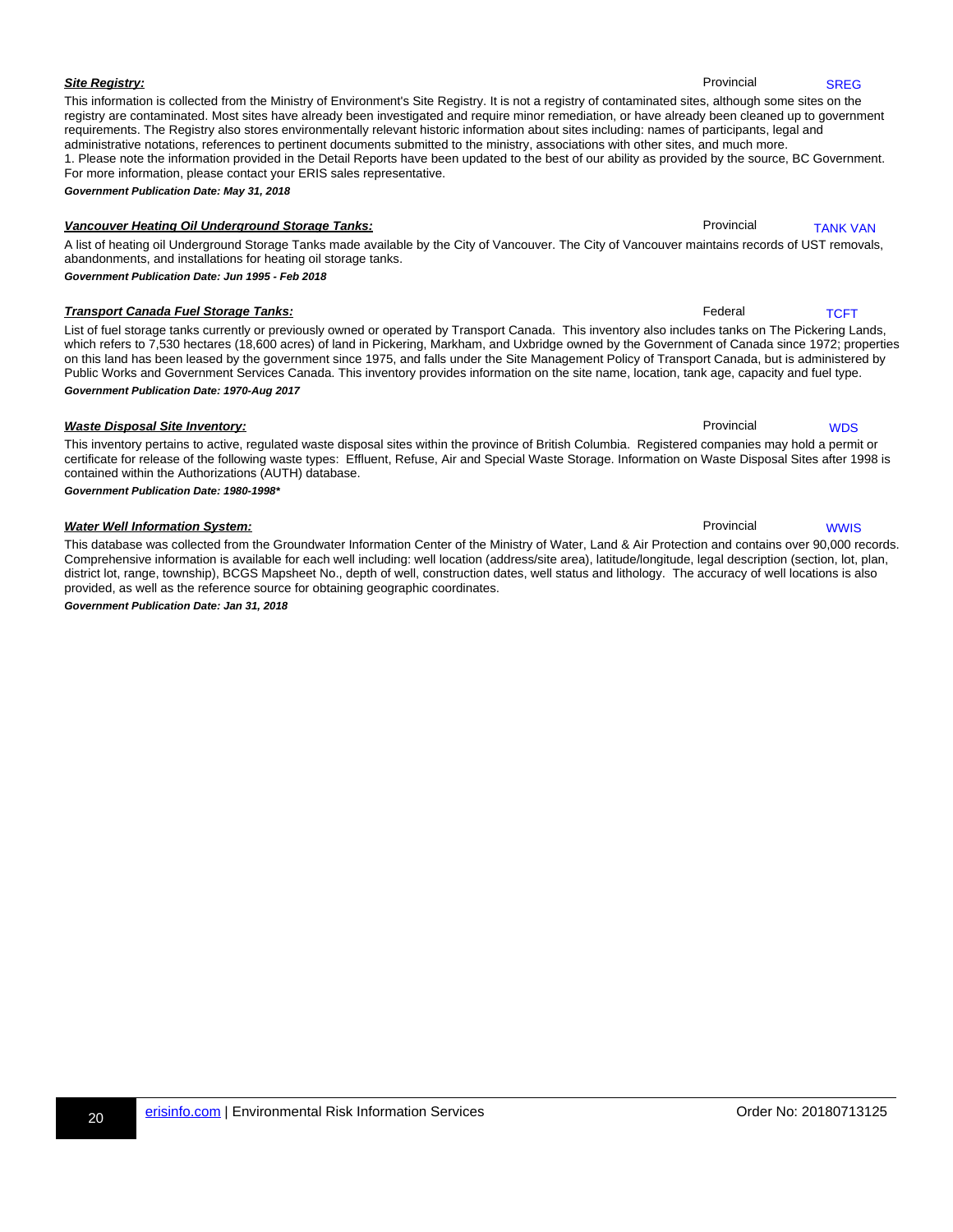***Site Registry:*** Provincial SREG

This information is collected from the Ministry of Environment's Site Registry. It is not a registry of contaminated sites, although some sites on the registry are contaminated. Most sites have already been investigated and require minor remediation, or have already been cleaned up to government requirements. The Registry also stores environmentally relevant historic information about sites including: names of participants, legal and administrative notations, references to pertinent documents submitted to the ministry, associations with other sites, and much more.
1. Please note the information provided in the Detail Reports have been updated to the best of our ability as provided by the source, BC Government. For more information, please contact your ERIS sales representative.

***Government Publication Date: May 31, 2018***

***Vancouver Heating Oil Underground Storage Tanks:*** Provincial TANK VAN

A list of heating oil Underground Storage Tanks made available by the City of Vancouver. The City of Vancouver maintains records of UST removals, abandonments, and installations for heating oil storage tanks.

***Government Publication Date: Jun 1995 - Feb 2018***

***Transport Canada Fuel Storage Tanks:*** Federal TCFT

List of fuel storage tanks currently or previously owned or operated by Transport Canada. This inventory also includes tanks on The Pickering Lands, which refers to 7,530 hectares (18,600 acres) of land in Pickering, Markham, and Uxbridge owned by the Government of Canada since 1972; properties on this land has been leased by the government since 1975, and falls under the Site Management Policy of Transport Canada, but is administered by Public Works and Government Services Canada. This inventory provides information on the site name, location, tank age, capacity and fuel type.

***Government Publication Date: 1970-Aug 2017***

***Waste Disposal Site Inventory:*** Provincial WDS

This inventory pertains to active, regulated waste disposal sites within the province of British Columbia. Registered companies may hold a permit or certificate for release of the following waste types: Effluent, Refuse, Air and Special Waste Storage. Information on Waste Disposal Sites after 1998 is contained within the Authorizations (AUTH) database.

***Government Publication Date: 1980-1998****

***Water Well Information System:*** Provincial WWIS

This database was collected from the Groundwater Information Center of the Ministry of Water, Land & Air Protection and contains over 90,000 records. Comprehensive information is available for each well including: well location (address/site area), latitude/longitude, legal description (section, lot, plan, district lot, range, township), BCGS Mapsheet No., depth of well, construction dates, well status and lithology. The accuracy of well locations is also provided, as well as the reference source for obtaining geographic coordinates.

***Government Publication Date: Jan 31, 2018***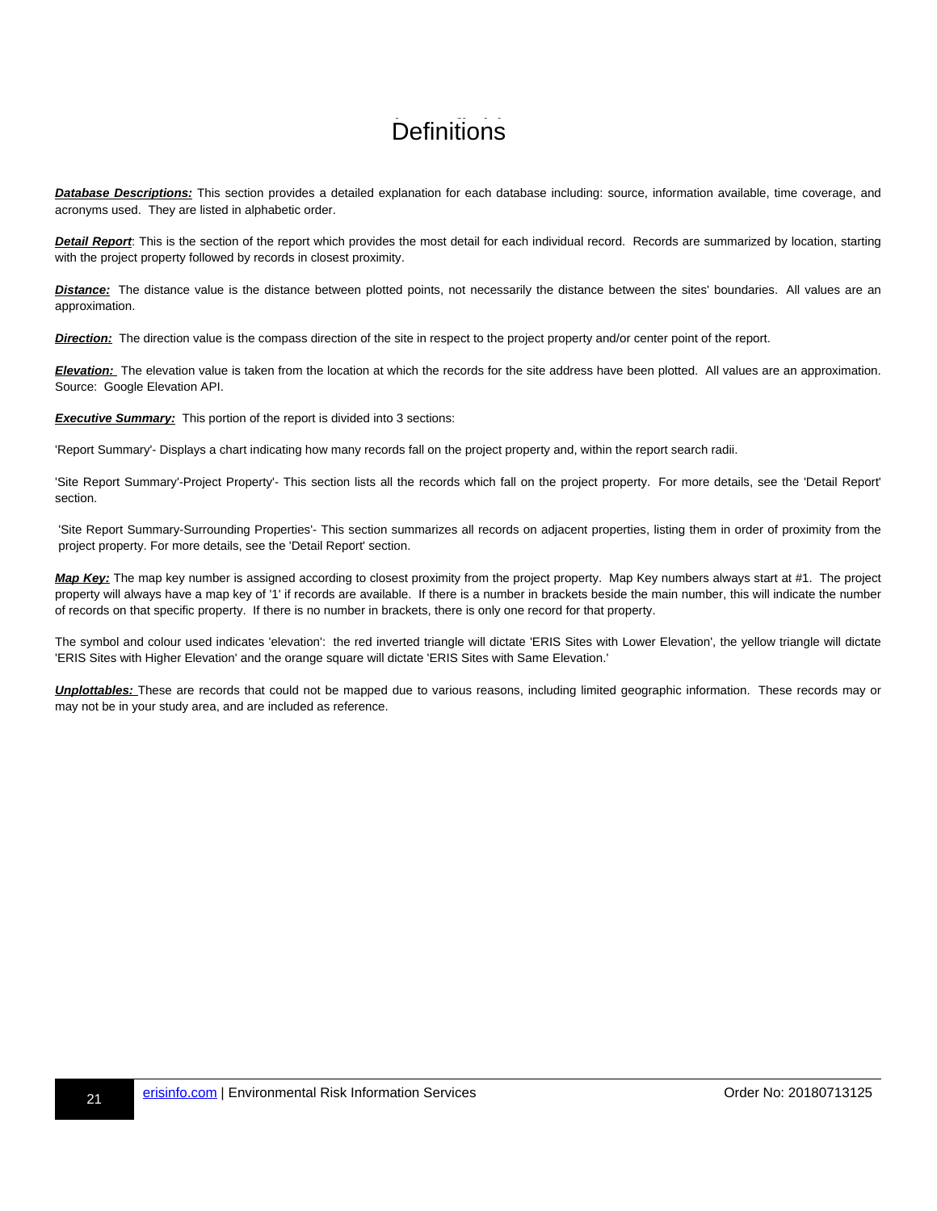# Definitions

***Database Descriptions:*** This section provides a detailed explanation for each database including: source, information available, time coverage, and acronyms used. They are listed in alphabetic order.

***Detail Report***: This is the section of the report which provides the most detail for each individual record. Records are summarized by location, starting with the project property followed by records in closest proximity.

***Distance:*** The distance value is the distance between plotted points, not necessarily the distance between the sites' boundaries. All values are an approximation.

***Direction:*** The direction value is the compass direction of the site in respect to the project property and/or center point of the report.

***Elevation:*** The elevation value is taken from the location at which the records for the site address have been plotted. All values are an approximation. Source: Google Elevation API.

***Executive Summary:*** This portion of the report is divided into 3 sections:

'Report Summary'- Displays a chart indicating how many records fall on the project property and, within the report search radii.

'Site Report Summary'-Project Property'- This section lists all the records which fall on the project property. For more details, see the 'Detail Report' section.

'Site Report Summary-Surrounding Properties'- This section summarizes all records on adjacent properties, listing them in order of proximity from the project property. For more details, see the 'Detail Report' section.

***Map Key:*** The map key number is assigned according to closest proximity from the project property. Map Key numbers always start at #1. The project property will always have a map key of '1' if records are available. If there is a number in brackets beside the main number, this will indicate the number of records on that specific property. If there is no number in brackets, there is only one record for that property.

The symbol and colour used indicates 'elevation': the red inverted triangle will dictate 'ERIS Sites with Lower Elevation', the yellow triangle will dictate 'ERIS Sites with Higher Elevation' and the orange square will dictate 'ERIS Sites with Same Elevation.'

***Unplottables:*** These are records that could not be mapped due to various reasons, including limited geographic information. These records may or may not be in your study area, and are included as reference.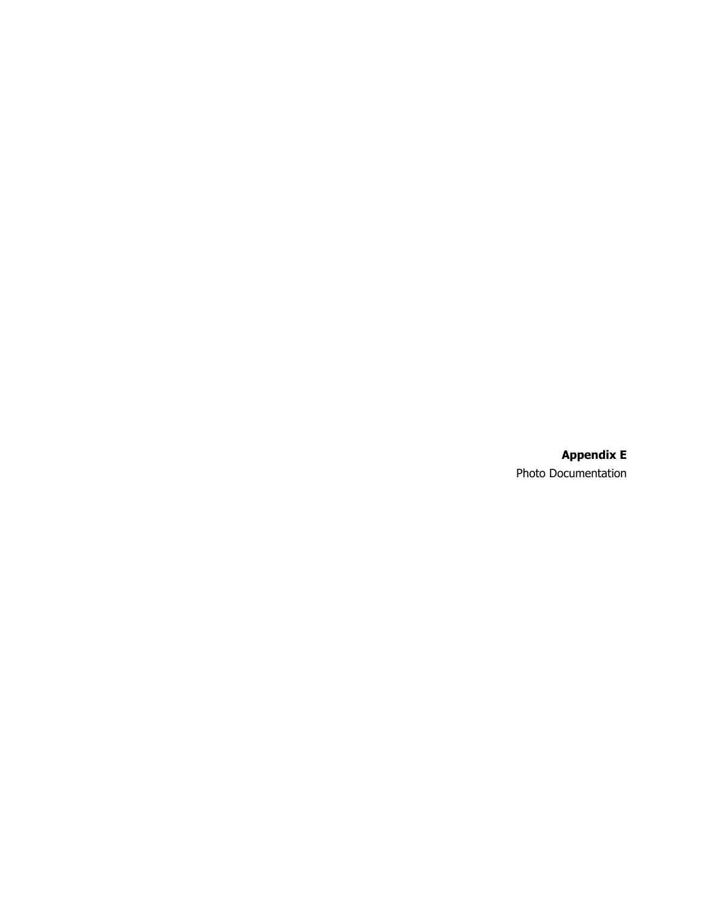**Appendix E**

Photo Documentation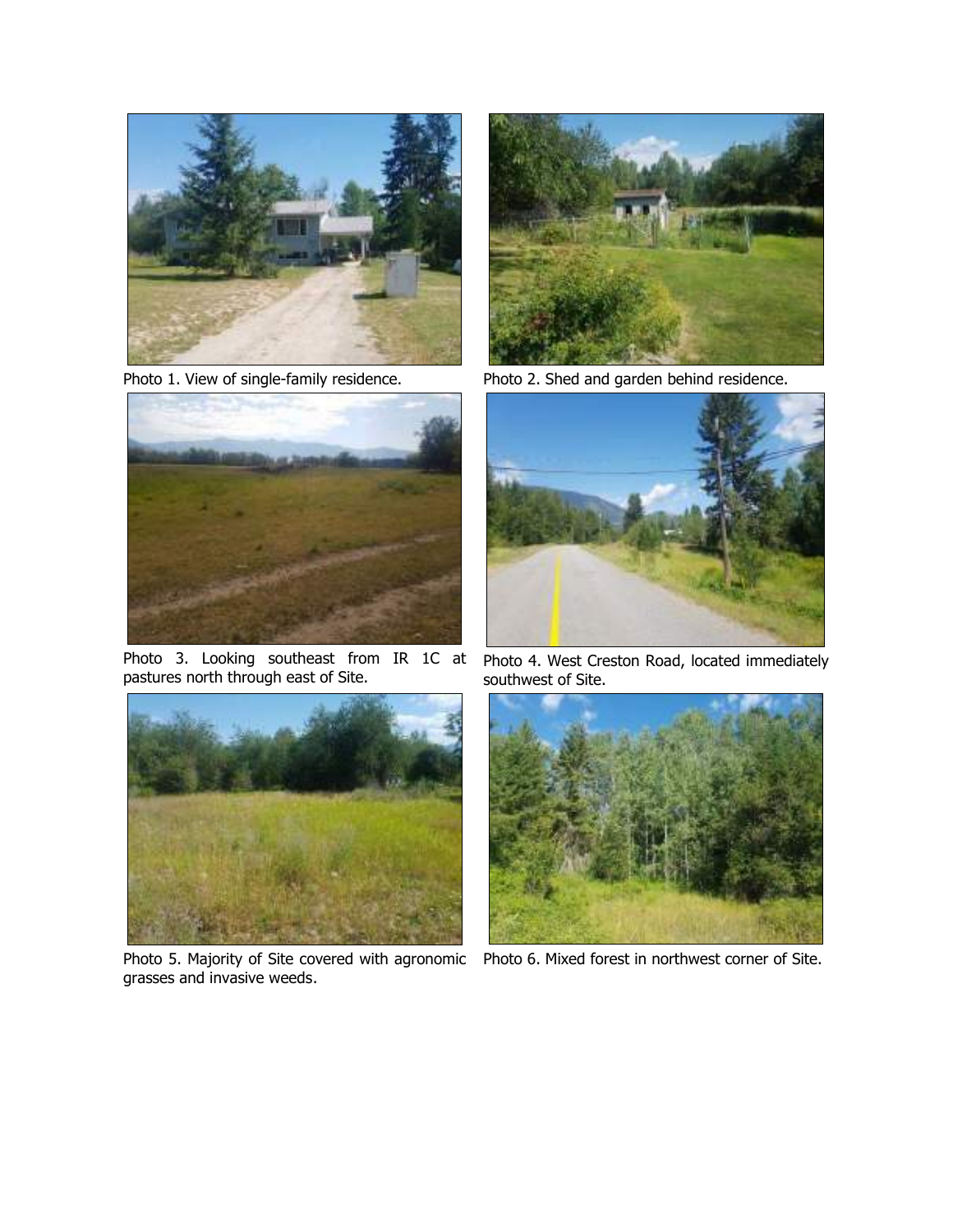Photo 1. View of single-family residence.

Photo 2. Shed and garden behind residence.

Photo 3. Looking southeast from IR 1C at pastures north through east of Site.

Photo 4. West Creston Road, located immediately southwest of Site.

Photo 5. Majority of Site covered with agronomic grasses and invasive weeds.

Photo 6. Mixed forest in northwest corner of Site.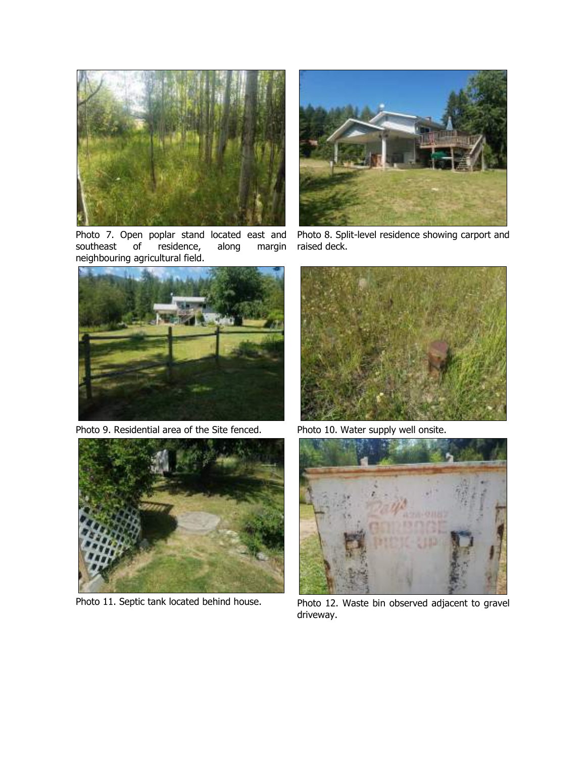Photo 7. Open poplar stand located east and southeast of residence, along margin neighbouring agricultural field.

Photo 8. Split-level residence showing carport and raised deck.

Photo 9. Residential area of the Site fenced.

Photo 10. Water supply well onsite.

Photo 11. Septic tank located behind house.

Photo 12. Waste bin observed adjacent to gravel driveway.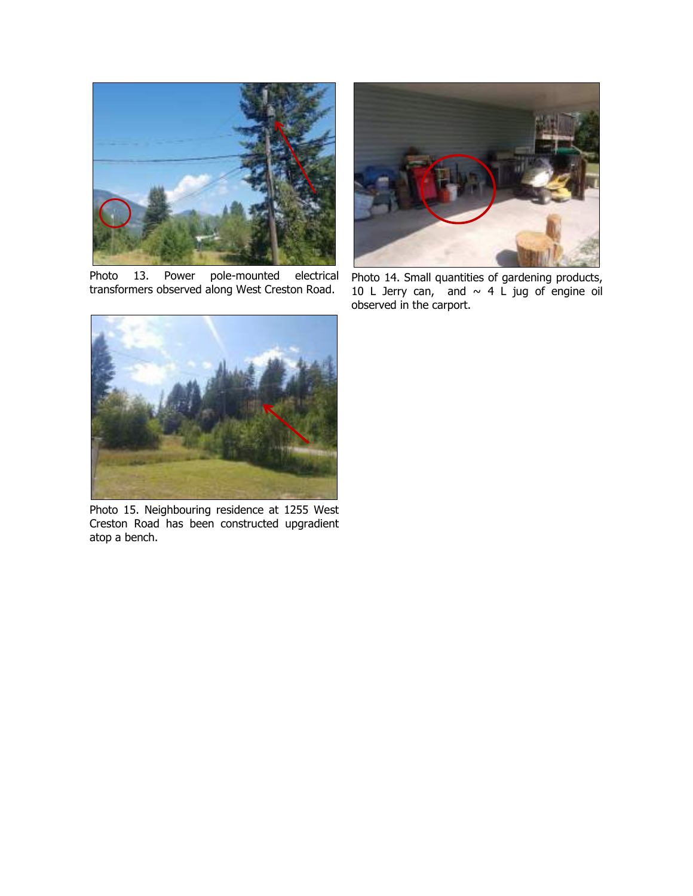Photo 13. Power pole-mounted electrical transformers observed along West Creston Road.

Photo 14. Small quantities of gardening products, 10 L Jerry can, and ~ 4 L jug of engine oil observed in the carport.

Photo 15. Neighbouring residence at 1255 West Creston Road has been constructed upgradient atop a bench.